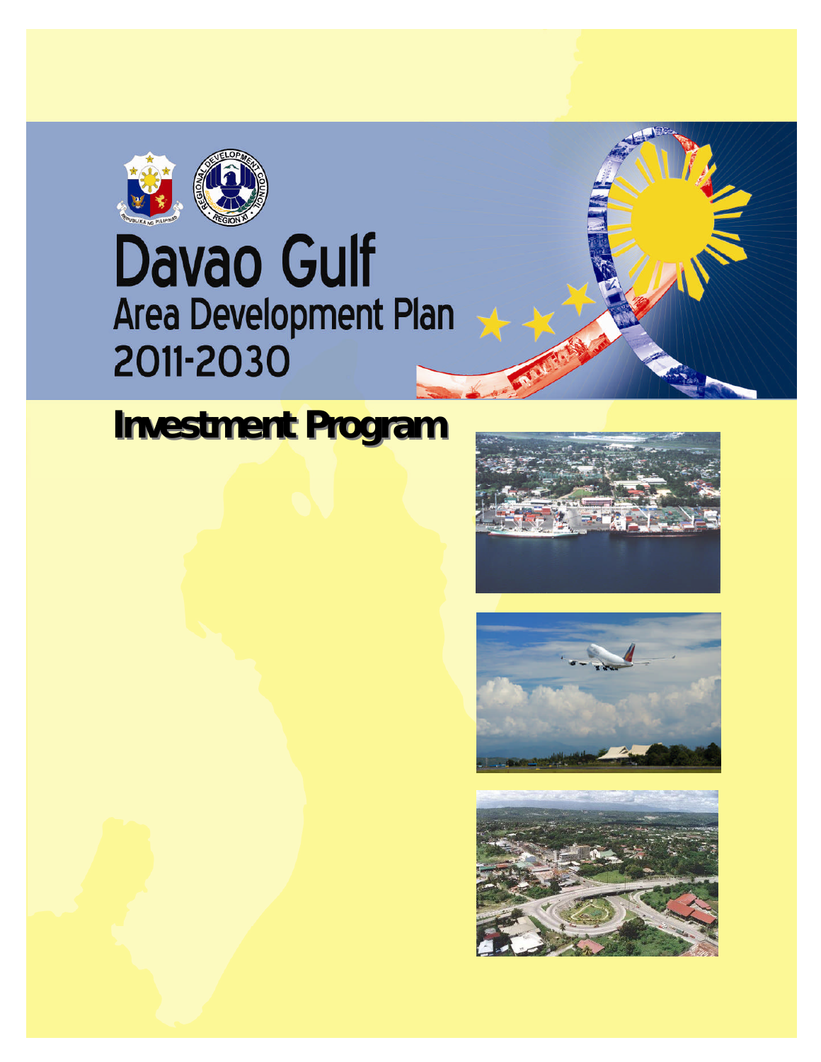# Davao Gulf

## Area Development Plan 2011-2030

## Investment Program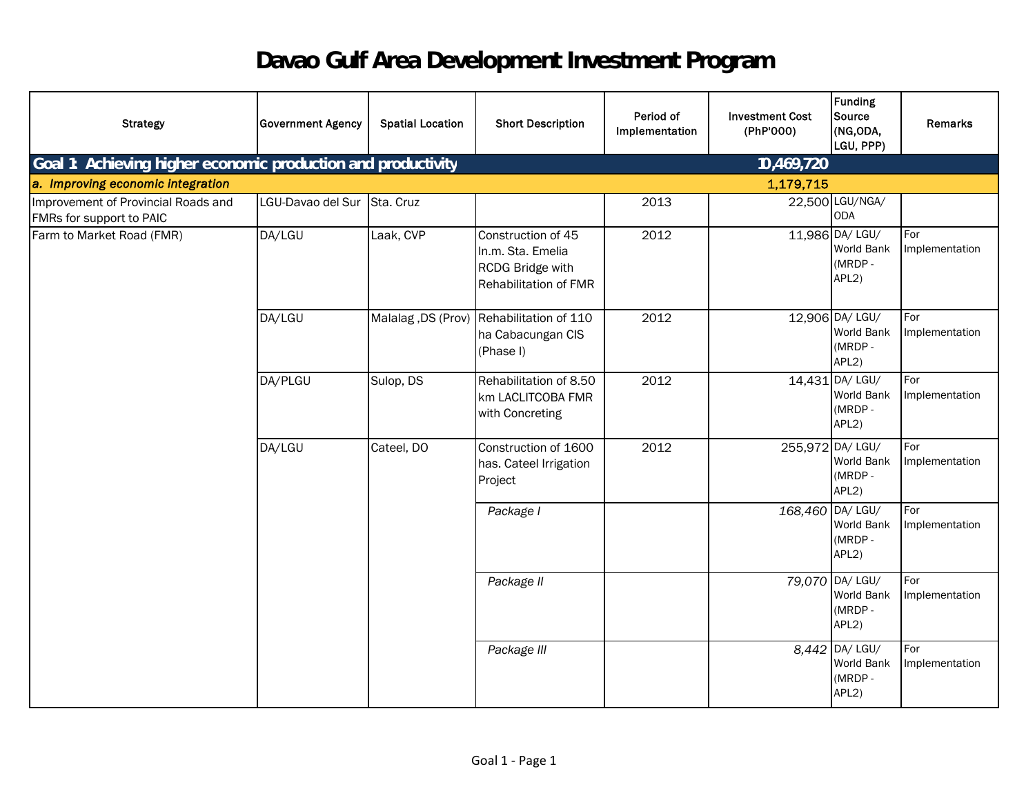# Davao Gulf Area Development Investment Program

| Strategy | Government Agency | Spatial Location | Short Description | Period of Implementation | Investment Cost (PhP'000) | Funding Source (NG,ODA, LGU, PPP) | Remarks |
|---|---|---|---|---|---|---|---|
| **Goal 1 Achieving higher economic production and productivity** | | | | | **10,469,720** | | |
| ***a. Improving economic integration*** | | | | | **1,179,715** | | |
| Improvement of Provincial Roads and FMRs for support to PAIC | LGU-Davao del Sur | Sta. Cruz | | 2013 | 22,500 | LGU/NGA/ ODA | |
| Farm to Market Road (FMR) | DA/LGU | Laak, CVP | Construction of 45 ln.m. Sta. Emelia RCDG Bridge with Rehabilitation of FMR | 2012 | 11,986 | DA/ LGU/ World Bank (MRDP - APL2) | For Implementation |
| | DA/LGU | Malalag ,DS (Prov) | Rehabilitation of 110 ha Cabacungan CIS (Phase I) | 2012 | 12,906 | DA/ LGU/ World Bank (MRDP - APL2) | For Implementation |
| | DA/PLGU | Sulop, DS | Rehabilitation of 8.50 km LACLITCOBA FMR with Concreting | 2012 | 14,431 | DA/ LGU/ World Bank (MRDP - APL2) | For Implementation |
| | DA/LGU | Cateel, DO | Construction of 1600 has. Cateel Irrigation Project | 2012 | 255,972 | DA/ LGU/ World Bank (MRDP - APL2) | For Implementation |
| | | | *Package I* | | *168,460* | DA/ LGU/ World Bank (MRDP - APL2) | For Implementation |
| | | | *Package II* | | *79,070* | DA/ LGU/ World Bank (MRDP - APL2) | For Implementation |
| | | | *Package III* | | *8,442* | DA/ LGU/ World Bank (MRDP - APL2) | For Implementation |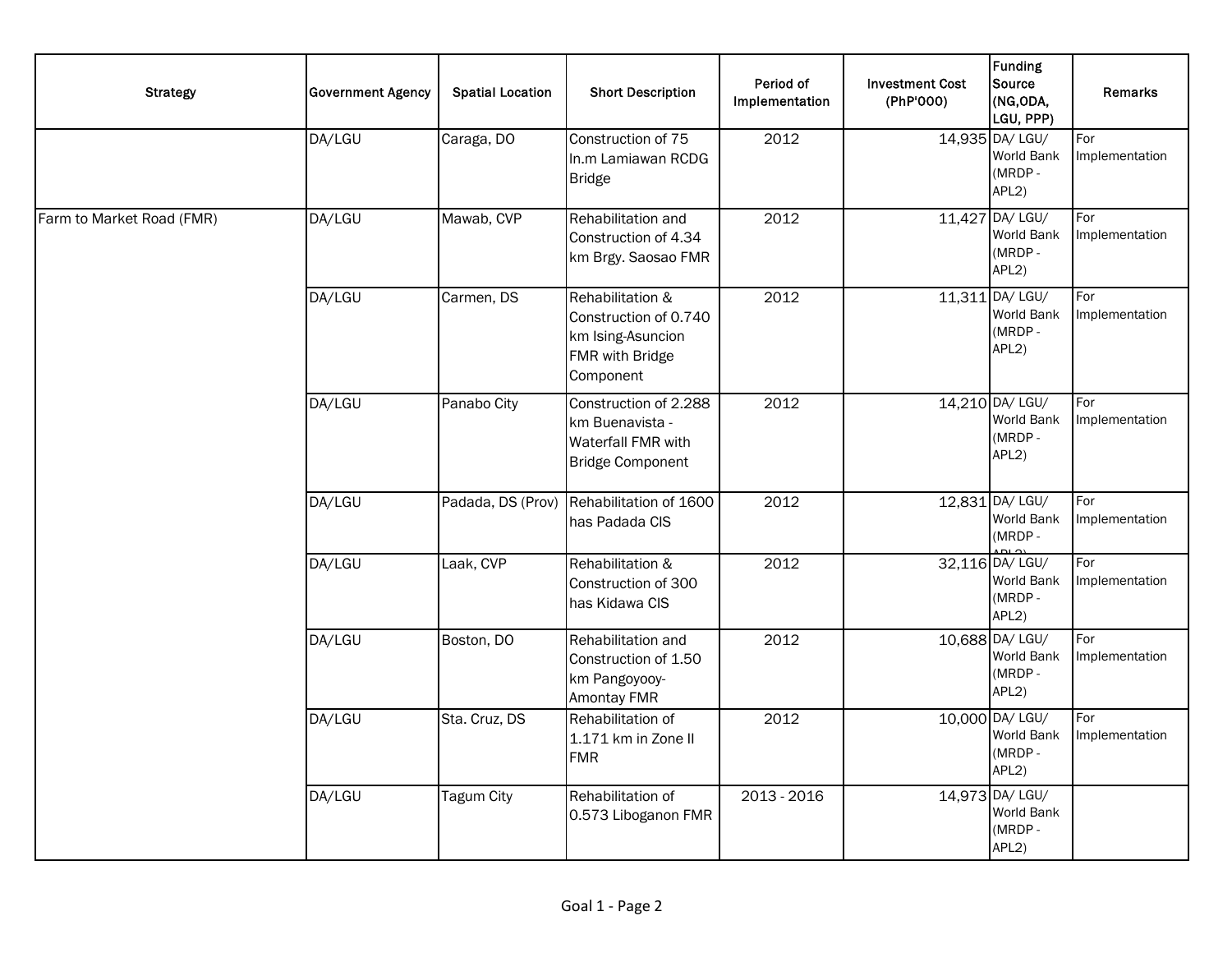| Strategy | Government Agency | Spatial Location | Short Description | Period of Implementation | Investment Cost (PhP'000) | Funding Source (NG,ODA, LGU, PPP) | Remarks |
|---|---|---|---|---|---|---|---|
| | DA/LGU | Caraga, DO | Construction of 75 ln.m Lamiawan RCDG Bridge | 2012 | 14,935 | DA/ LGU/ World Bank (MRDP - APL2) | For Implementation |
| Farm to Market Road (FMR) | DA/LGU | Mawab, CVP | Rehabilitation and Construction of 4.34 km Brgy. Saosao FMR | 2012 | 11,427 | DA/ LGU/ World Bank (MRDP - APL2) | For Implementation |
| | DA/LGU | Carmen, DS | Rehabilitation & Construction of 0.740 km Ising-Asuncion FMR with Bridge Component | 2012 | 11,311 | DA/ LGU/ World Bank (MRDP - APL2) | For Implementation |
| | DA/LGU | Panabo City | Construction of 2.288 km Buenavista - Waterfall FMR with Bridge Component | 2012 | 14,210 | DA/ LGU/ World Bank (MRDP - APL2) | For Implementation |
| | DA/LGU | Padada, DS (Prov) | Rehabilitation of 1600 has Padada CIS | 2012 | 12,831 | DA/ LGU/ World Bank (MRDP - APL2) | For Implementation |
| | DA/LGU | Laak, CVP | Rehabilitation & Construction of 300 has Kidawa CIS | 2012 | 32,116 | DA/ LGU/ World Bank (MRDP - APL2) | For Implementation |
| | DA/LGU | Boston, DO | Rehabilitation and Construction of 1.50 km Pangoyooy-Amontay FMR | 2012 | 10,688 | DA/ LGU/ World Bank (MRDP - APL2) | For Implementation |
| | DA/LGU | Sta. Cruz, DS | Rehabilitation of 1.171 km in Zone II FMR | 2012 | 10,000 | DA/ LGU/ World Bank (MRDP - APL2) | For Implementation |
| | DA/LGU | Tagum City | Rehabilitation of 0.573 Liboganon FMR | 2013 - 2016 | 14,973 | DA/ LGU/ World Bank (MRDP - APL2) | |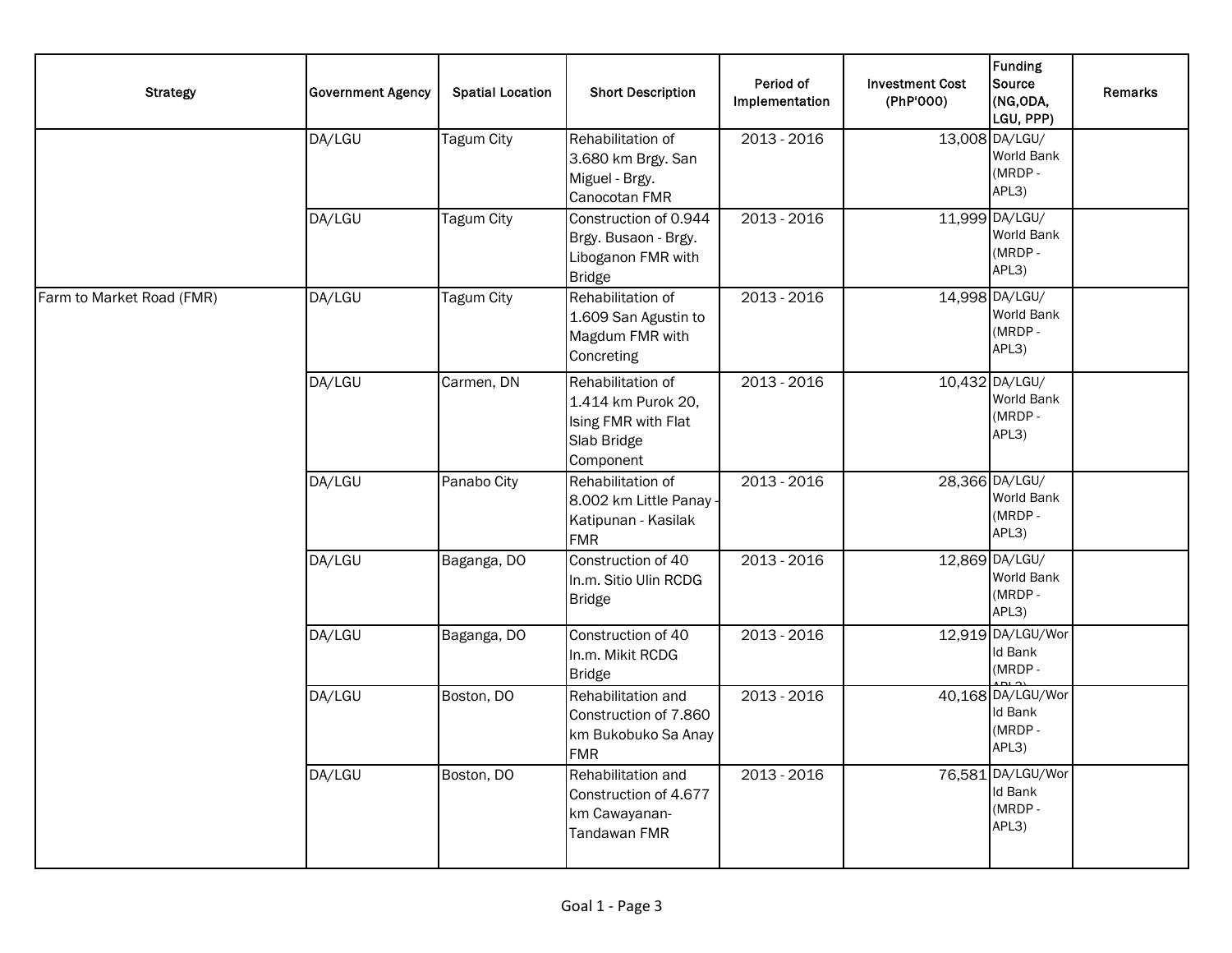| Strategy | Government Agency | Spatial Location | Short Description | Period of Implementation | Investment Cost (PhP'000) | Funding Source (NG,ODA, LGU, PPP) | Remarks |
|---|---|---|---|---|---|---|---|
| | DA/LGU | Tagum City | Rehabilitation of 3.680 km Brgy. San Miguel - Brgy. Canocotan FMR | 2013 - 2016 | 13,008 | DA/LGU/ World Bank (MRDP - APL3) | |
| | DA/LGU | Tagum City | Construction of 0.944 Brgy. Busaon - Brgy. Liboganon FMR with Bridge | 2013 - 2016 | 11,999 | DA/LGU/ World Bank (MRDP - APL3) | |
| Farm to Market Road (FMR) | DA/LGU | Tagum City | Rehabilitation of 1.609 San Agustin to Magdum FMR with Concreting | 2013 - 2016 | 14,998 | DA/LGU/ World Bank (MRDP - APL3) | |
| | DA/LGU | Carmen, DN | Rehabilitation of 1.414 km Purok 20, Ising FMR with Flat Slab Bridge Component | 2013 - 2016 | 10,432 | DA/LGU/ World Bank (MRDP - APL3) | |
| | DA/LGU | Panabo City | Rehabilitation of 8.002 km Little Panay - Katipunan - Kasilak FMR | 2013 - 2016 | 28,366 | DA/LGU/ World Bank (MRDP - APL3) | |
| | DA/LGU | Baganga, DO | Construction of 40 ln.m. Sitio Ulin RCDG Bridge | 2013 - 2016 | 12,869 | DA/LGU/ World Bank (MRDP - APL3) | |
| | DA/LGU | Baganga, DO | Construction of 40 ln.m. Mikit RCDG Bridge | 2013 - 2016 | 12,919 | DA/LGU/World Bank (MRDP - APL3) | |
| | DA/LGU | Boston, DO | Rehabilitation and Construction of 7.860 km Bukobuko Sa Anay FMR | 2013 - 2016 | 40,168 | DA/LGU/World Bank (MRDP - APL3) | |
| | DA/LGU | Boston, DO | Rehabilitation and Construction of 4.677 km Cawayanan-Tandawan FMR | 2013 - 2016 | 76,581 | DA/LGU/World Bank (MRDP - APL3) | |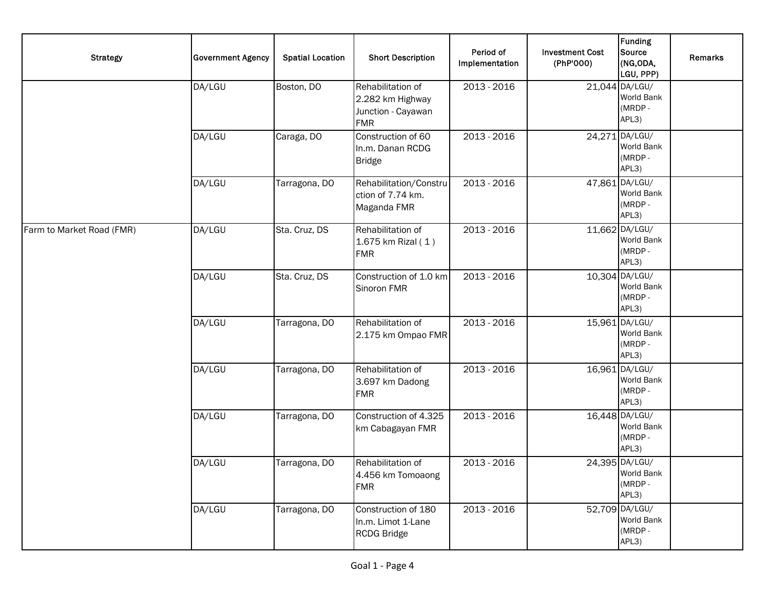| Strategy | Government Agency | Spatial Location | Short Description | Period of Implementation | Investment Cost (PhP'000) | Funding Source (NG,ODA, LGU, PPP) | Remarks |
|---|---|---|---|---|---|---|---|
| | DA/LGU | Boston, DO | Rehabilitation of 2.282 km Highway Junction - Cayawan FMR | 2013 - 2016 | 21,044 | DA/LGU/ World Bank (MRDP - APL3) | |
| | DA/LGU | Caraga, DO | Construction of 60 ln.m. Danan RCDG Bridge | 2013 - 2016 | 24,271 | DA/LGU/ World Bank (MRDP - APL3) | |
| | DA/LGU | Tarragona, DO | Rehabilitation/Construction of 7.74 km. Maganda FMR | 2013 - 2016 | 47,861 | DA/LGU/ World Bank (MRDP - APL3) | |
| Farm to Market Road (FMR) | DA/LGU | Sta. Cruz, DS | Rehabilitation of 1.675 km Rizal ( 1 ) FMR | 2013 - 2016 | 11,662 | DA/LGU/ World Bank (MRDP - APL3) | |
| | DA/LGU | Sta. Cruz, DS | Construction of 1.0 km Sinoron FMR | 2013 - 2016 | 10,304 | DA/LGU/ World Bank (MRDP - APL3) | |
| | DA/LGU | Tarragona, DO | Rehabilitation of 2.175 km Ompao FMR | 2013 - 2016 | 15,961 | DA/LGU/ World Bank (MRDP - APL3) | |
| | DA/LGU | Tarragona, DO | Rehabilitation of 3.697 km Dadong FMR | 2013 - 2016 | 16,961 | DA/LGU/ World Bank (MRDP - APL3) | |
| | DA/LGU | Tarragona, DO | Construction of 4.325 km Cabagayan FMR | 2013 - 2016 | 16,448 | DA/LGU/ World Bank (MRDP - APL3) | |
| | DA/LGU | Tarragona, DO | Rehabilitation of 4.456 km Tomoaong FMR | 2013 - 2016 | 24,395 | DA/LGU/ World Bank (MRDP - APL3) | |
| | DA/LGU | Tarragona, DO | Construction of 180 ln.m. Limot 1-Lane RCDG Bridge | 2013 - 2016 | 52,709 | DA/LGU/ World Bank (MRDP - APL3) | |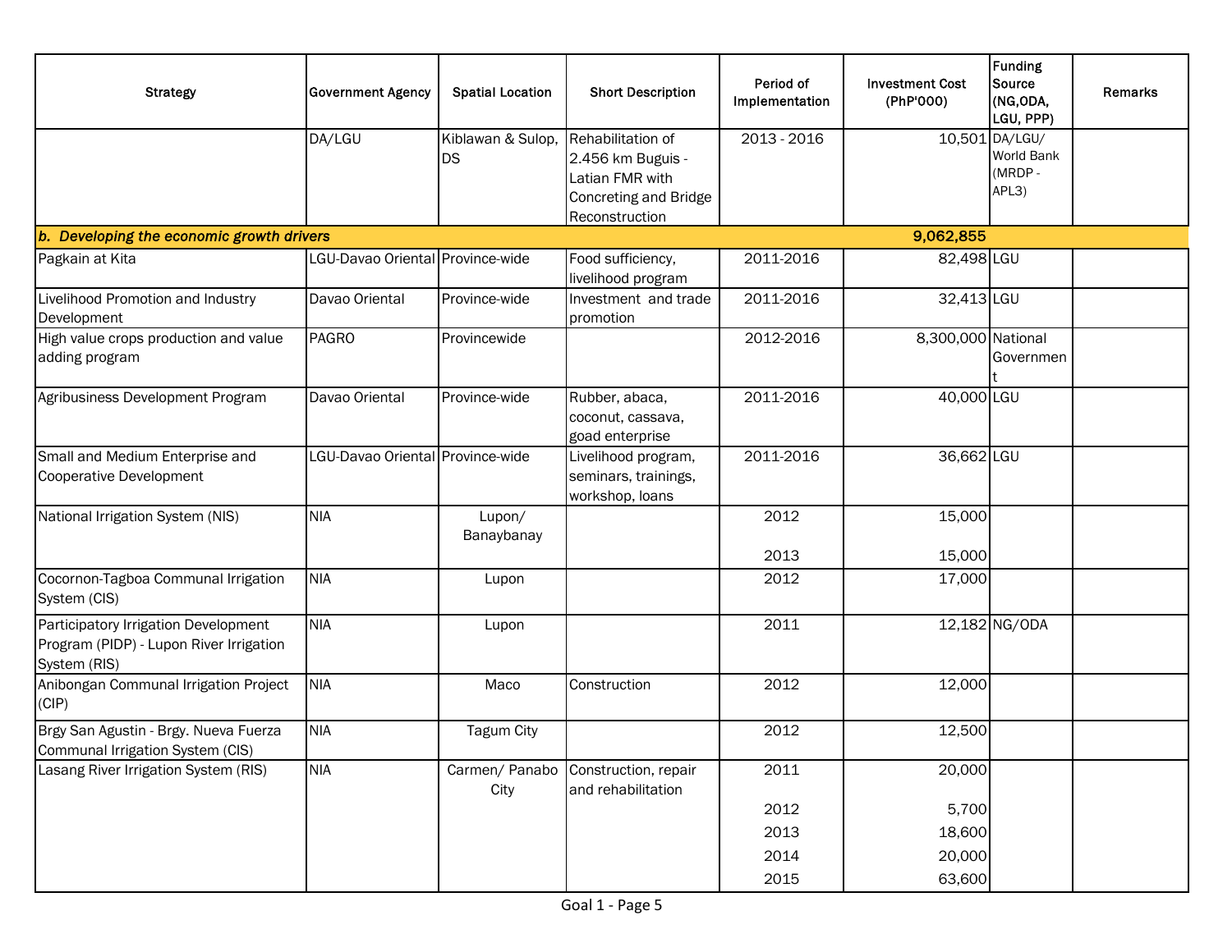| Strategy | Government Agency | Spatial Location | Short Description | Period of Implementation | Investment Cost (PhP'000) | Funding Source (NG,ODA, LGU, PPP) | Remarks |
|---|---|---|---|---|---|---|---|
| | DA/LGU | Kiblawan & Sulop, DS | Rehabilitation of 2.456 km Buguis - Latian FMR with Concreting and Bridge Reconstruction | 2013 - 2016 | 10,501 | DA/LGU/ World Bank (MRDP - APL3) | |
| ***b. Developing the economic growth drivers*** | | | | | **9,062,855** | | |
| Pagkain at Kita | LGU-Davao Oriental | Province-wide | Food sufficiency, livelihood program | 2011-2016 | 82,498 | LGU | |
| Livelihood Promotion and Industry Development | Davao Oriental | Province-wide | Investment and trade promotion | 2011-2016 | 32,413 | LGU | |
| High value crops production and value adding program | PAGRO | Provincewide | | 2012-2016 | 8,300,000 | National Government | |
| Agribusiness Development Program | Davao Oriental | Province-wide | Rubber, abaca, coconut, cassava, goad enterprise | 2011-2016 | 40,000 | LGU | |
| Small and Medium Enterprise and Cooperative Development | LGU-Davao Oriental | Province-wide | Livelihood program, seminars, trainings, workshop, loans | 2011-2016 | 36,662 | LGU | |
| National Irrigation System (NIS) | NIA | Lupon/ Banaybanay | | 2012<br>2013 | 15,000<br>15,000 | | |
| Cocornon-Tagboa Communal Irrigation System (CIS) | NIA | Lupon | | 2012 | 17,000 | | |
| Participatory Irrigation Development Program (PIDP) - Lupon River Irrigation System (RIS) | NIA | Lupon | | 2011 | 12,182 | NG/ODA | |
| Anibongan Communal Irrigation Project (CIP) | NIA | Maco | Construction | 2012 | 12,000 | | |
| Brgy San Agustin - Brgy. Nueva Fuerza Communal Irrigation System (CIS) | NIA | Tagum City | | 2012 | 12,500 | | |
| Lasang River Irrigation System (RIS) | NIA | Carmen/ Panabo City | Construction, repair and rehabilitation | 2011<br>2012<br>2013<br>2014<br>2015 | 20,000<br>5,700<br>18,600<br>20,000<br>63,600 | | |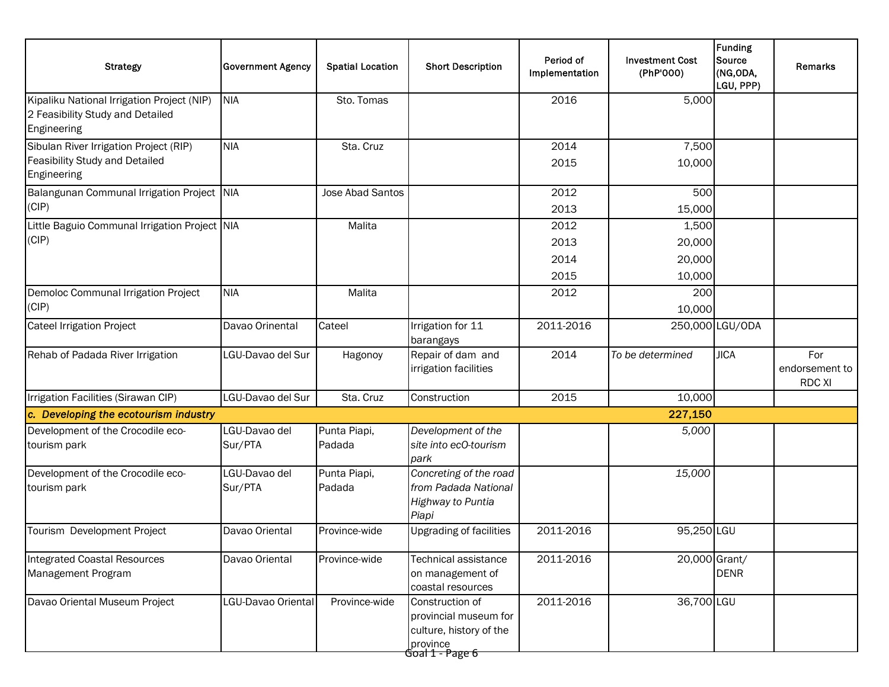| Strategy | Government Agency | Spatial Location | Short Description | Period of Implementation | Investment Cost (PhP'000) | Funding Source (NG,ODA, LGU, PPP) | Remarks |
|---|---|---|---|---|---|---|---|
| Kipaliku National Irrigation Project (NIP) 2 Feasibility Study and Detailed Engineering | NIA | Sto. Tomas | | 2016 | 5,000 | | |
| Sibulan River Irrigation Project (RIP) Feasibility Study and Detailed Engineering | NIA | Sta. Cruz | | 2014<br>2015 | 7,500<br>10,000 | | |
| Balangunan Communal Irrigation Project (CIP) | NIA | Jose Abad Santos | | 2012<br>2013 | 500<br>15,000 | | |
| Little Baguio Communal Irrigation Project (CIP) | NIA | Malita | | 2012<br>2013<br>2014<br>2015 | 1,500<br>20,000<br>20,000<br>10,000 | | |
| Demoloc Communal Irrigation Project (CIP) | NIA | Malita | | 2012 | 200<br>10,000 | | |
| Cateel Irrigation Project | Davao Orinental | Cateel | Irrigation for 11 barangays | 2011-2016 | 250,000 | LGU/ODA | |
| Rehab of Padada River Irrigation | LGU-Davao del Sur | Hagonoy | Repair of dam and irrigation facilities | 2014 | *To be determined* | JICA | For endorsement to RDC XI |
| Irrigation Facilities (Sirawan CIP) | LGU-Davao del Sur | Sta. Cruz | Construction | 2015 | 10,000 | | |
| ***c. Developing the ecotourism industry*** | | | | | **227,150** | | |
| Development of the Crocodile eco-tourism park | LGU-Davao del Sur/PTA | Punta Piapi, Padada | *Development of the site into ecO-tourism park* | | *5,000* | | |
| Development of the Crocodile eco-tourism park | LGU-Davao del Sur/PTA | Punta Piapi, Padada | *Concreting of the road from Padada National Highway to Puntia Piapi* | | *15,000* | | |
| Tourism Development Project | Davao Oriental | Province-wide | Upgrading of facilities | 2011-2016 | 95,250 | LGU | |
| Integrated Coastal Resources Management Program | Davao Oriental | Province-wide | Technical assistance on management of coastal resources | 2011-2016 | 20,000 | Grant/ DENR | |
| Davao Oriental Museum Project | LGU-Davao Oriental | Province-wide | Construction of provincial museum for culture, history of the province | 2011-2016 | 36,700 | LGU | |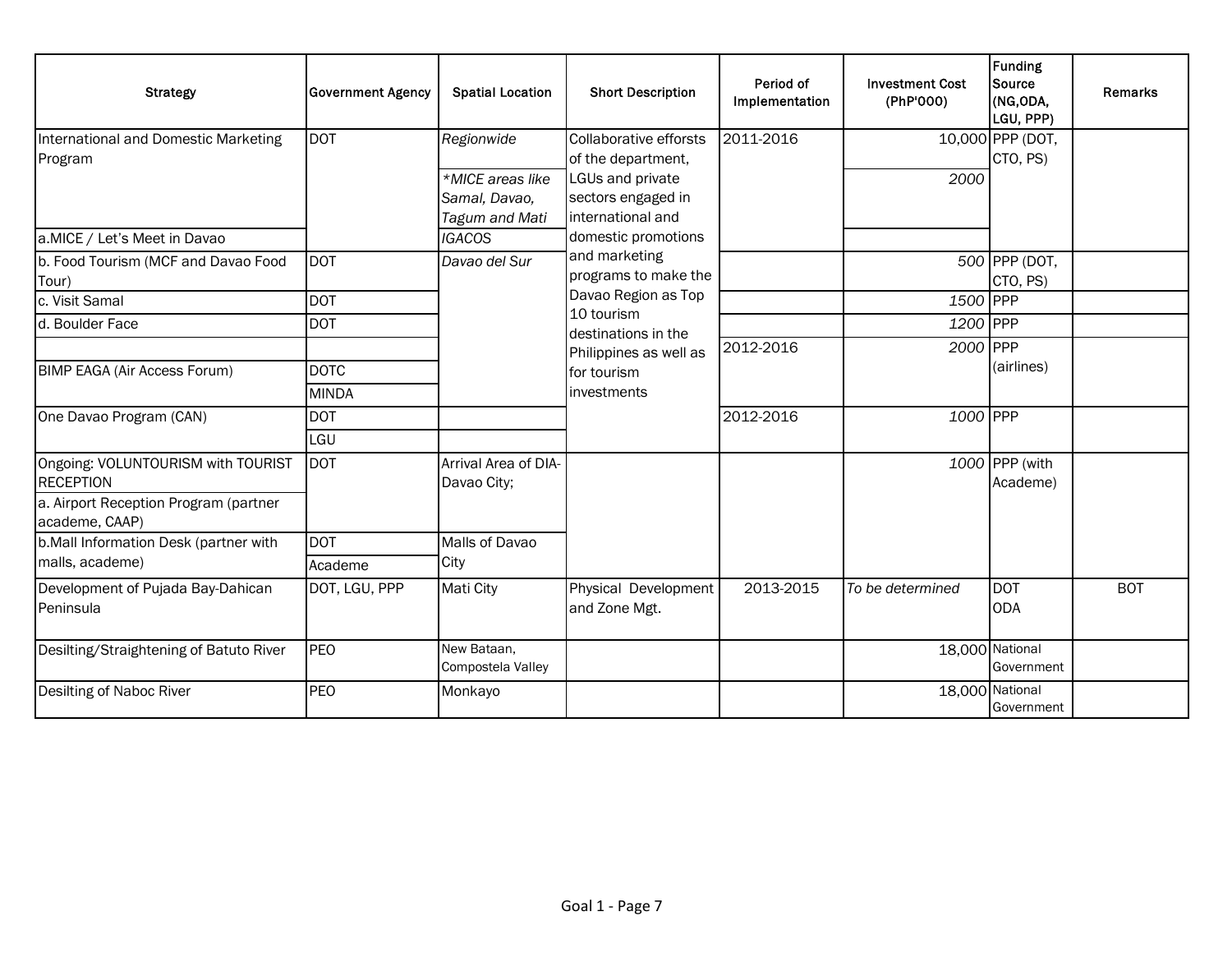| Strategy | Government Agency | Spatial Location | Short Description | Period of Implementation | Investment Cost (PhP'000) | Funding Source (NG,ODA, LGU, PPP) | Remarks |
|---|---|---|---|---|---|---|---|
| International and Domestic Marketing Program | DOT | *Regionwide* | Collaborative efforsts of the department, LGUs and private sectors engaged in international and domestic promotions and marketing programs to make the Davao Region as Top 10 tourism destinations in the Philippines as well as for tourism investments | 2011-2016 | 10,000 | PPP (DOT, CTO, PS) | |
| | | *\*MICE areas like Samal, Davao, Tagum and Mati* | | | *2000* | | |
| a.MICE / Let's Meet in Davao | | *IGACOS* | | | | | |
| b. Food Tourism (MCF and Davao Food Tour) | DOT | *Davao del Sur* | | | *500* | PPP (DOT, CTO, PS) | |
| c. Visit Samal | DOT | | | | *1500* | PPP | |
| d. Boulder Face | DOT | | | | *1200* | PPP | |
| | | | | 2012-2016 | *2000* | PPP (airlines) | |
| BIMP EAGA (Air Access Forum) | DOTC | | | | | | |
| | MINDA | | | | | | |
| One Davao Program (CAN) | DOT | | | 2012-2016 | *1000* | PPP | |
| | LGU | | | | | | |
| Ongoing: VOLUNTOURISM with TOURIST RECEPTION | DOT | Arrival Area of DIA-Davao City; | | | *1000* | PPP (with Academe) | |
| a. Airport Reception Program (partner academe, CAAP) | | | | | | | |
| b.Mall Information Desk (partner with malls, academe) | DOT | Malls of Davao City | | | | | |
| | Academe | | | | | | |
| Development of Pujada Bay-Dahican Peninsula | DOT, LGU, PPP | Mati City | Physical Development and Zone Mgt. | 2013-2015 | *To be determined* | DOT ODA | BOT |
| Desilting/Straightening of Batuto River | PEO | New Bataan, Compostela Valley | | | 18,000 | National Government | |
| Desilting of Naboc River | PEO | Monkayo | | | 18,000 | National Government | |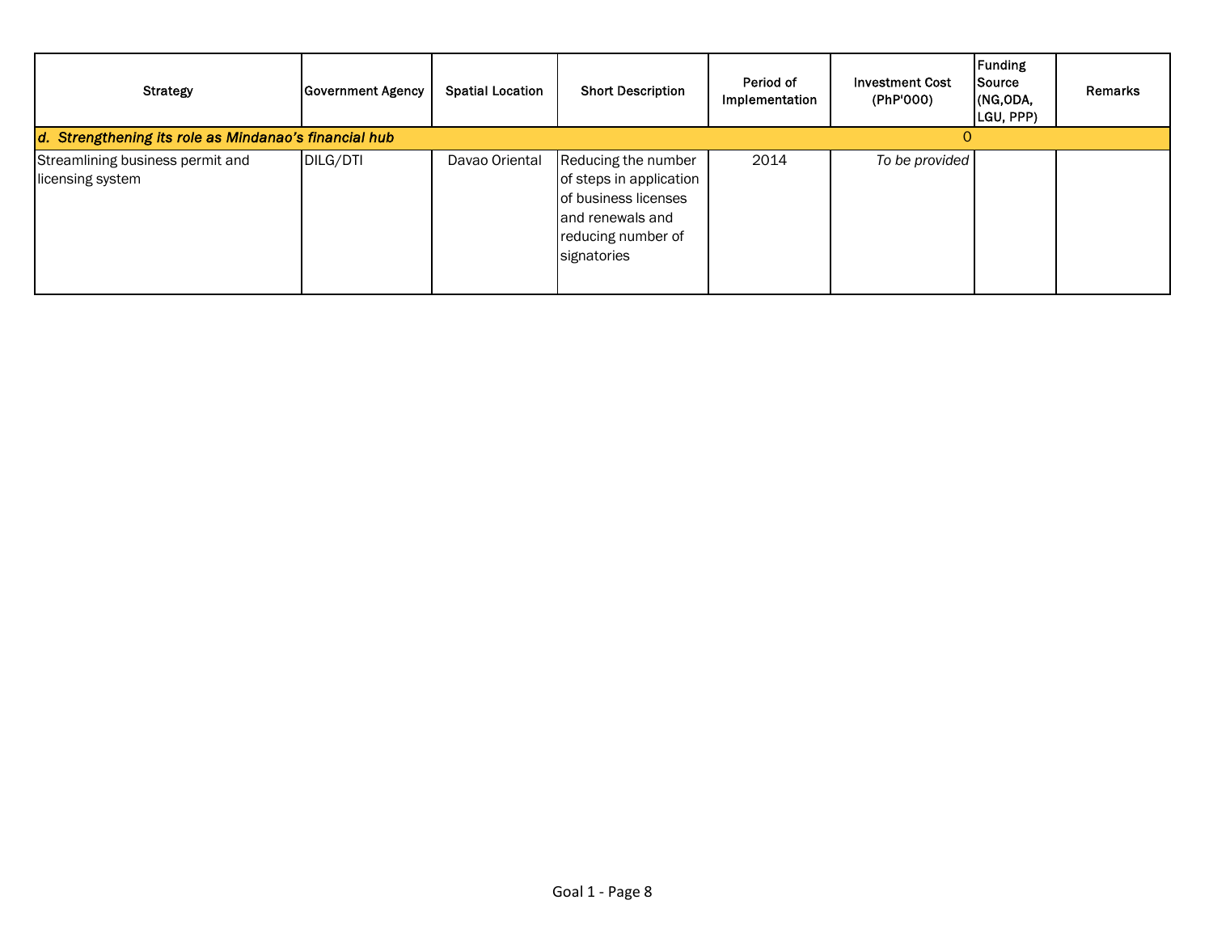| Strategy | Government Agency | Spatial Location | Short Description | Period of Implementation | Investment Cost (PhP'000) | Funding Source (NG,ODA, LGU, PPP) | Remarks |
|---|---|---|---|---|---|---|---|
| ***d. Strengthening its role as Mindanao's financial hub*** | | | | | 0 | | |
| Streamlining business permit and licensing system | DILG/DTI | Davao Oriental | Reducing the number of steps in application of business licenses and renewals and reducing number of signatories | 2014 | *To be provided* | | |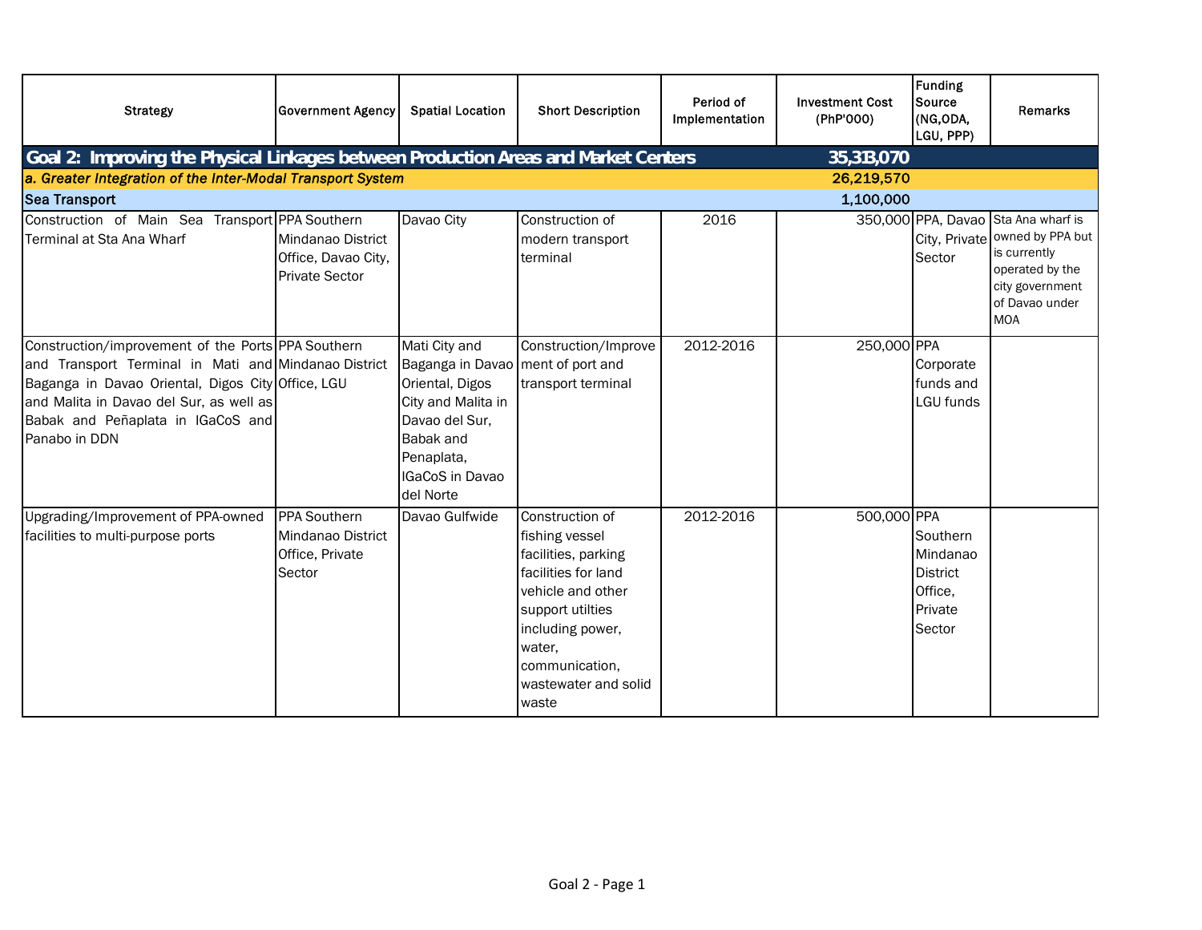| Strategy | Government Agency | Spatial Location | Short Description | Period of Implementation | Investment Cost (PhP'000) | Funding Source (NG,ODA, LGU, PPP) | Remarks |
|---|---|---|---|---|---|---|---|
| **Goal 2: Improving the Physical Linkages between Production Areas and Market Centers** | | | | | **35,313,070** | | |
| ***a. Greater Integration of the Inter-Modal Transport System*** | | | | | **26,219,570** | | |
| **Sea Transport** | | | | | **1,100,000** | | |
| Construction of Main Sea Transport Terminal at Sta Ana Wharf | PPA Southern Mindanao District Office, Davao City, Private Sector | Davao City | Construction of modern transport terminal | 2016 | 350,000 | PPA, Davao City, Private Sector | Sta Ana wharf is owned by PPA but is currently operated by the city government of Davao under MOA |
| Construction/improvement of the Ports and Transport Terminal in Mati and Baganga in Davao Oriental, Digos City and Malita in Davao del Sur, as well as Babak and Peñaplata in IGaCoS and Panabo in DDN | PPA Southern Mindanao District Office, LGU | Mati City and Baganga in Davao Oriental, Digos City and Malita in Davao del Sur, Babak and Penaplata, IGaCoS in Davao del Norte | Construction/Improvement of port and transport terminal | 2012-2016 | 250,000 | PPA Corporate funds and LGU funds | |
| Upgrading/Improvement of PPA-owned facilities to multi-purpose ports | PPA Southern Mindanao District Office, Private Sector | Davao Gulfwide | Construction of fishing vessel facilities, parking facilities for land vehicle and other support utilties including power, water, communication, wastewater and solid waste | 2012-2016 | 500,000 | PPA Southern Mindanao District Office, Private Sector | |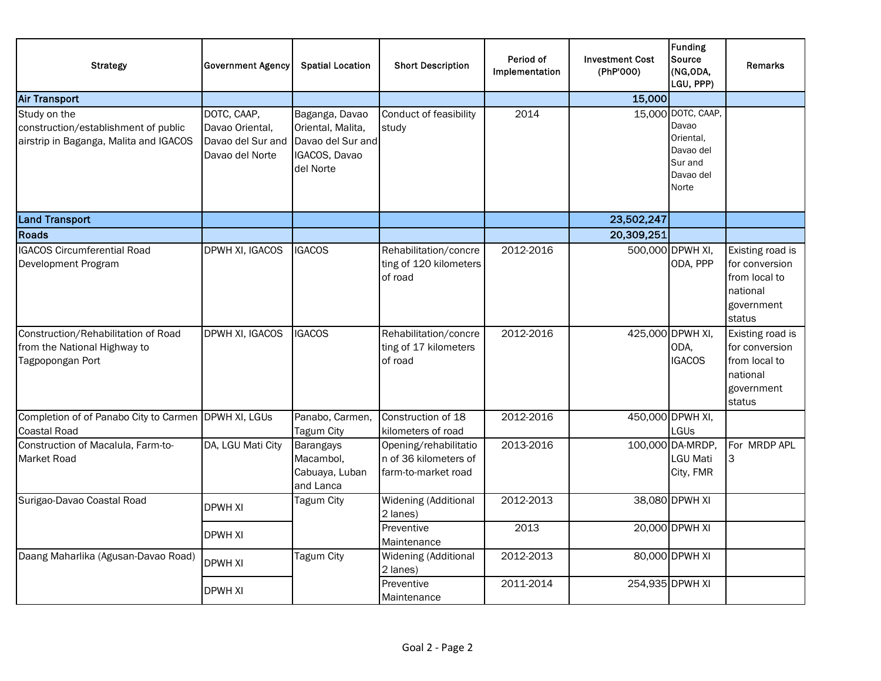| Strategy | Government Agency | Spatial Location | Short Description | Period of Implementation | Investment Cost (PhP'000) | Funding Source (NG,ODA, LGU, PPP) | Remarks |
|---|---|---|---|---|---|---|---|
| **Air Transport** | | | | | **15,000** | | |
| Study on the construction/establishment of public airstrip in Baganga, Malita and IGACOS | DOTC, CAAP, Davao Oriental, Davao del Sur and Davao del Norte | Baganga, Davao Oriental, Malita, Davao del Sur and IGACOS, Davao del Norte | Conduct of feasibility study | 2014 | 15,000 | DOTC, CAAP, Davao Oriental, Davao del Sur and Davao del Norte | |
| **Land Transport** | | | | | **23,502,247** | | |
| **Roads** | | | | | **20,309,251** | | |
| IGACOS Circumferential Road Development Program | DPWH XI, IGACOS | IGACOS | Rehabilitation/concreting of 120 kilometers of road | 2012-2016 | 500,000 | DPWH XI, ODA, PPP | Existing road is for conversion from local to national government status |
| Construction/Rehabilitation of Road from the National Highway to Tagpopongan Port | DPWH XI, IGACOS | IGACOS | Rehabilitation/concreting of 17 kilometers of road | 2012-2016 | 425,000 | DPWH XI, ODA, IGACOS | Existing road is for conversion from local to national government status |
| Completion of of Panabo City to Carmen Coastal Road | DPWH XI, LGUs | Panabo, Carmen, Tagum City | Construction of 18 kilometers of road | 2012-2016 | 450,000 | DPWH XI, LGUs | |
| Construction of Macalula, Farm-to-Market Road | DA, LGU Mati City | Barangays Macambol, Cabuaya, Luban and Lanca | Opening/rehabilitation of 36 kilometers of farm-to-market road | 2013-2016 | 100,000 | DA-MRDP, LGU Mati City, FMR | For MRDP APL 3 |
| Surigao-Davao Coastal Road | DPWH XI | Tagum City | Widening (Additional 2 lanes) | 2012-2013 | 38,080 | DPWH XI | |
| | DPWH XI | | Preventive Maintenance | 2013 | 20,000 | DPWH XI | |
| Daang Maharlika (Agusan-Davao Road) | DPWH XI | Tagum City | Widening (Additional 2 lanes) | 2012-2013 | 80,000 | DPWH XI | |
| | DPWH XI | | Preventive Maintenance | 2011-2014 | 254,935 | DPWH XI | |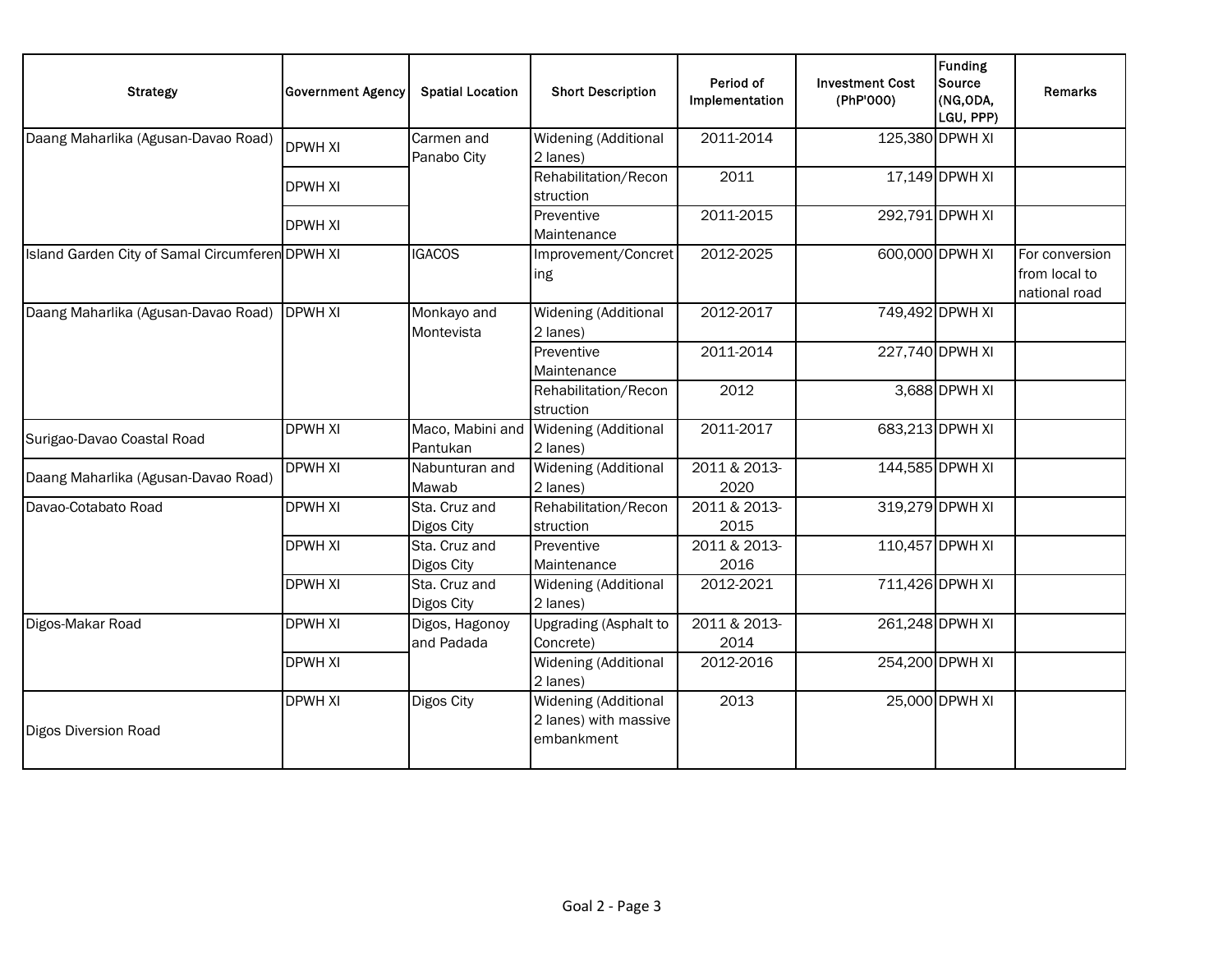| Strategy | Government Agency | Spatial Location | Short Description | Period of Implementation | Investment Cost (PhP'000) | Funding Source (NG,ODA, LGU, PPP) | Remarks |
|---|---|---|---|---|---|---|---|
| Daang Maharlika (Agusan-Davao Road) | DPWH XI | Carmen and Panabo City | Widening (Additional 2 lanes) | 2011-2014 | 125,380 | DPWH XI | |
| | DPWH XI | | Rehabilitation/Reconstruction | 2011 | 17,149 | DPWH XI | |
| | DPWH XI | | Preventive Maintenance | 2011-2015 | 292,791 | DPWH XI | |
| Island Garden City of Samal Circumferen | DPWH XI | IGACOS | Improvement/Concreting | 2012-2025 | 600,000 | DPWH XI | For conversion from local to national road |
| Daang Maharlika (Agusan-Davao Road) | DPWH XI | Monkayo and Montevista | Widening (Additional 2 lanes) | 2012-2017 | 749,492 | DPWH XI | |
| | | | Preventive Maintenance | 2011-2014 | 227,740 | DPWH XI | |
| | | | Rehabilitation/Reconstruction | 2012 | 3,688 | DPWH XI | |
| Surigao-Davao Coastal Road | DPWH XI | Maco, Mabini and Pantukan | Widening (Additional 2 lanes) | 2011-2017 | 683,213 | DPWH XI | |
| Daang Maharlika (Agusan-Davao Road) | DPWH XI | Nabunturan and Mawab | Widening (Additional 2 lanes) | 2011 & 2013-2020 | 144,585 | DPWH XI | |
| Davao-Cotabato Road | DPWH XI | Sta. Cruz and Digos City | Rehabilitation/Reconstruction | 2011 & 2013-2015 | 319,279 | DPWH XI | |
| | DPWH XI | Sta. Cruz and Digos City | Preventive Maintenance | 2011 & 2013-2016 | 110,457 | DPWH XI | |
| | DPWH XI | Sta. Cruz and Digos City | Widening (Additional 2 lanes) | 2012-2021 | 711,426 | DPWH XI | |
| Digos-Makar Road | DPWH XI | Digos, Hagonoy and Padada | Upgrading (Asphalt to Concrete) | 2011 & 2013-2014 | 261,248 | DPWH XI | |
| | DPWH XI | | Widening (Additional 2 lanes) | 2012-2016 | 254,200 | DPWH XI | |
| Digos Diversion Road | DPWH XI | Digos City | Widening (Additional 2 lanes) with massive embankment | 2013 | 25,000 | DPWH XI | |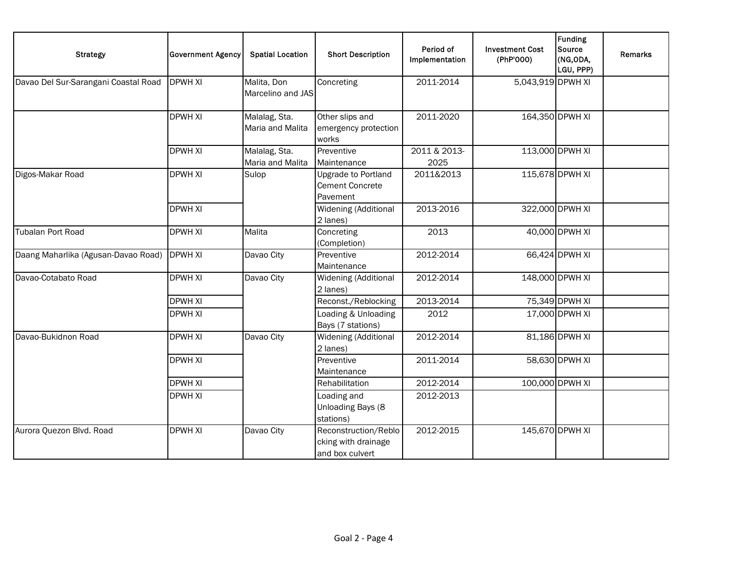| Strategy | Government Agency | Spatial Location | Short Description | Period of Implementation | Investment Cost (PhP'000) | Funding Source (NG,ODA, LGU, PPP) | Remarks |
|---|---|---|---|---|---|---|---|
| Davao Del Sur-Sarangani Coastal Road | DPWH XI | Malita, Don Marcelino and JAS | Concreting | 2011-2014 | 5,043,919 | DPWH XI | |
| | DPWH XI | Malalag, Sta. Maria and Malita | Other slips and emergency protection works | 2011-2020 | 164,350 | DPWH XI | |
| | DPWH XI | Malalag, Sta. Maria and Malita | Preventive Maintenance | 2011 & 2013-2025 | 113,000 | DPWH XI | |
| Digos-Makar Road | DPWH XI | Sulop | Upgrade to Portland Cement Concrete Pavement | 2011&2013 | 115,678 | DPWH XI | |
| | DPWH XI | | Widening (Additional 2 lanes) | 2013-2016 | 322,000 | DPWH XI | |
| Tubalan Port Road | DPWH XI | Malita | Concreting (Completion) | 2013 | 40,000 | DPWH XI | |
| Daang Maharlika (Agusan-Davao Road) | DPWH XI | Davao City | Preventive Maintenance | 2012-2014 | 66,424 | DPWH XI | |
| Davao-Cotabato Road | DPWH XI | Davao City | Widening (Additional 2 lanes) | 2012-2014 | 148,000 | DPWH XI | |
| | DPWH XI | | Reconst./Reblocking | 2013-2014 | 75,349 | DPWH XI | |
| | DPWH XI | | Loading & Unloading Bays (7 stations) | 2012 | 17,000 | DPWH XI | |
| Davao-Bukidnon Road | DPWH XI | Davao City | Widening (Additional 2 lanes) | 2012-2014 | 81,186 | DPWH XI | |
| | DPWH XI | | Preventive Maintenance | 2011-2014 | 58,630 | DPWH XI | |
| | DPWH XI | | Rehabilitation | 2012-2014 | 100,000 | DPWH XI | |
| | DPWH XI | | Loading and Unloading Bays (8 stations) | 2012-2013 | | | |
| Aurora Quezon Blvd. Road | DPWH XI | Davao City | Reconstruction/Reblocking with drainage and box culvert | 2012-2015 | 145,670 | DPWH XI | |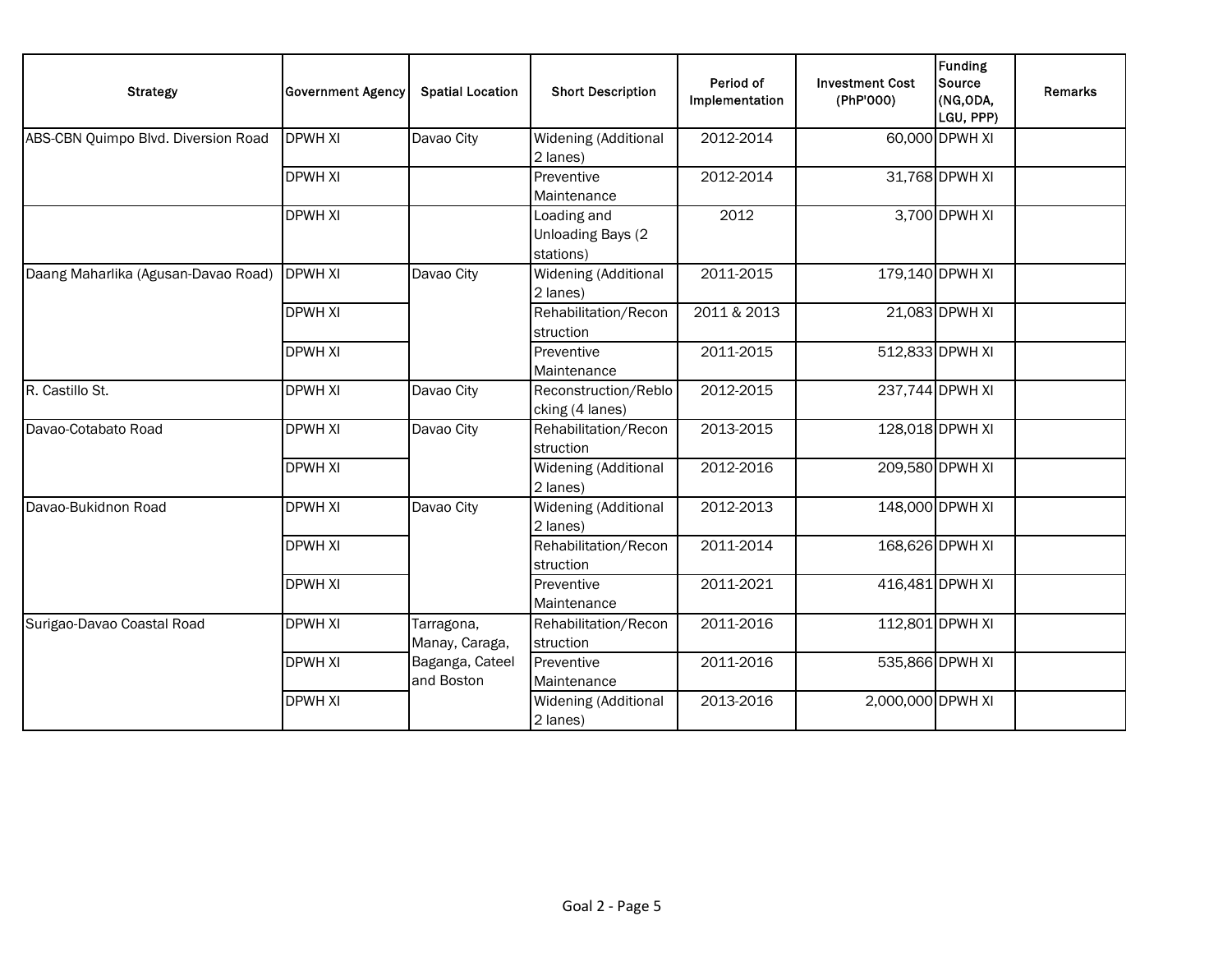| Strategy | Government Agency | Spatial Location | Short Description | Period of Implementation | Investment Cost (PhP'000) | Funding Source (NG,ODA, LGU, PPP) | Remarks |
|---|---|---|---|---|---|---|---|
| ABS-CBN Quimpo Blvd. Diversion Road | DPWH XI | Davao City | Widening (Additional 2 lanes) | 2012-2014 | 60,000 | DPWH XI | |
| | DPWH XI | | Preventive Maintenance | 2012-2014 | 31,768 | DPWH XI | |
| | DPWH XI | | Loading and Unloading Bays (2 stations) | 2012 | 3,700 | DPWH XI | |
| Daang Maharlika (Agusan-Davao Road) | DPWH XI | Davao City | Widening (Additional 2 lanes) | 2011-2015 | 179,140 | DPWH XI | |
| | DPWH XI | | Rehabilitation/Reconstruction | 2011 & 2013 | 21,083 | DPWH XI | |
| | DPWH XI | | Preventive Maintenance | 2011-2015 | 512,833 | DPWH XI | |
| R. Castillo St. | DPWH XI | Davao City | Reconstruction/Reblocking (4 lanes) | 2012-2015 | 237,744 | DPWH XI | |
| Davao-Cotabato Road | DPWH XI | Davao City | Rehabilitation/Reconstruction | 2013-2015 | 128,018 | DPWH XI | |
| | DPWH XI | | Widening (Additional 2 lanes) | 2012-2016 | 209,580 | DPWH XI | |
| Davao-Bukidnon Road | DPWH XI | Davao City | Widening (Additional 2 lanes) | 2012-2013 | 148,000 | DPWH XI | |
| | DPWH XI | | Rehabilitation/Reconstruction | 2011-2014 | 168,626 | DPWH XI | |
| | DPWH XI | | Preventive Maintenance | 2011-2021 | 416,481 | DPWH XI | |
| Surigao-Davao Coastal Road | DPWH XI | Tarragona, Manay, Caraga, Baganga, Cateel and Boston | Rehabilitation/Reconstruction | 2011-2016 | 112,801 | DPWH XI | |
| | DPWH XI | | Preventive Maintenance | 2011-2016 | 535,866 | DPWH XI | |
| | DPWH XI | | Widening (Additional 2 lanes) | 2013-2016 | 2,000,000 | DPWH XI | |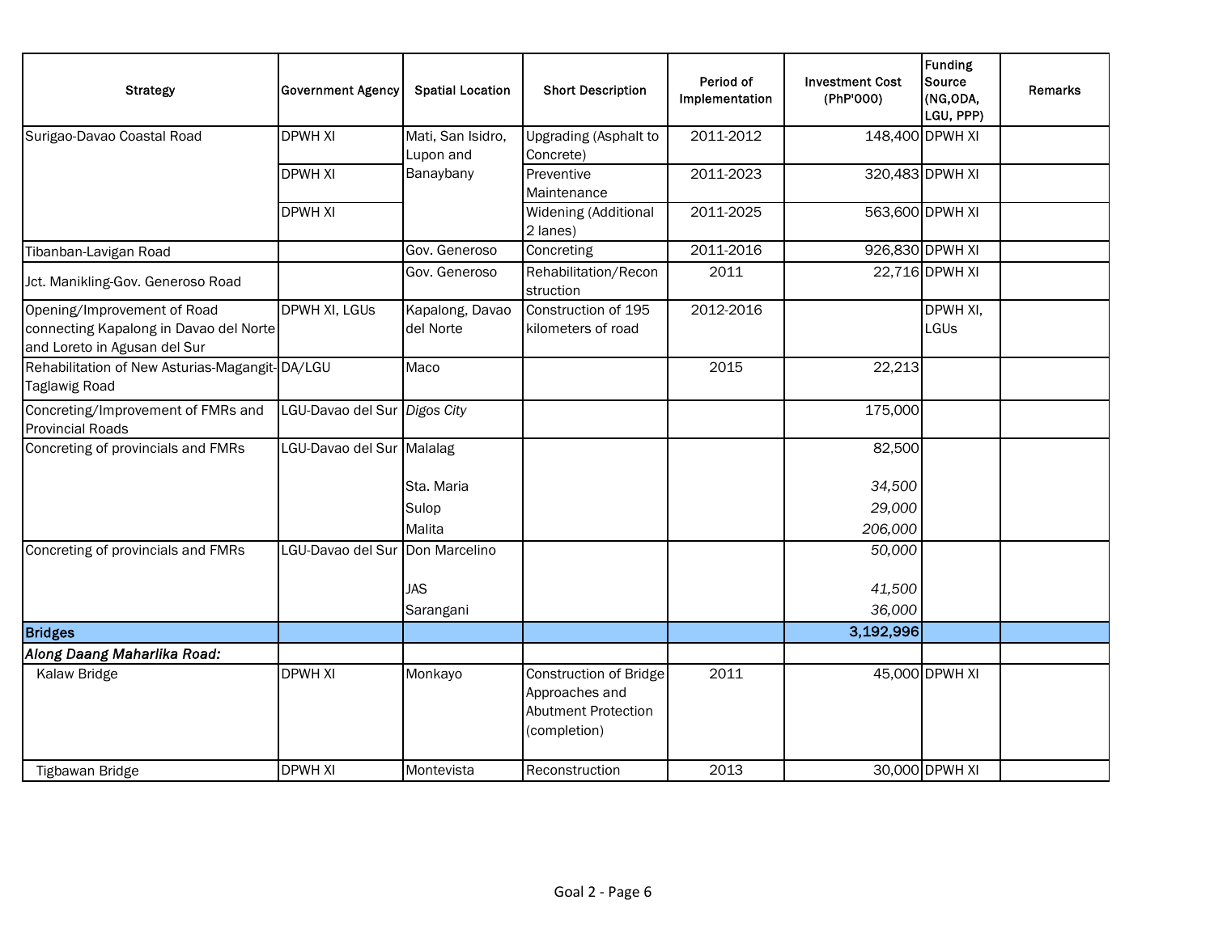| Strategy | Government Agency | Spatial Location | Short Description | Period of Implementation | Investment Cost (PhP'000) | Funding Source (NG,ODA, LGU, PPP) | Remarks |
|---|---|---|---|---|---|---|---|
| Surigao-Davao Coastal Road | DPWH XI | Mati, San Isidro, Lupon and Banaybany | Upgrading (Asphalt to Concrete) | 2011-2012 | 148,400 | DPWH XI | |
| | DPWH XI | | Preventive Maintenance | 2011-2023 | 320,483 | DPWH XI | |
| | DPWH XI | | Widening (Additional 2 lanes) | 2011-2025 | 563,600 | DPWH XI | |
| Tibanban-Lavigan Road | | Gov. Generoso | Concreting | 2011-2016 | 926,830 | DPWH XI | |
| Jct. Manikling-Gov. Generoso Road | | Gov. Generoso | Rehabilitation/Reconstruction | 2011 | 22,716 | DPWH XI | |
| Opening/Improvement of Road connecting Kapalong in Davao del Norte and Loreto in Agusan del Sur | DPWH XI, LGUs | Kapalong, Davao del Norte | Construction of 195 kilometers of road | 2012-2016 | | DPWH XI, LGUs | |
| Rehabilitation of New Asturias-Magangit-Taglawig Road | DA/LGU | Maco | | 2015 | 22,213 | | |
| Concreting/Improvement of FMRs and Provincial Roads | LGU-Davao del Sur | *Digos City* | | | 175,000 | | |
| Concreting of provincials and FMRs | LGU-Davao del Sur | Malalag | | | 82,500 | | |
| | | Sta. Maria | | | *34,500* | | |
| | | Sulop | | | *29,000* | | |
| | | Malita | | | *206,000* | | |
| Concreting of provincials and FMRs | LGU-Davao del Sur | Don Marcelino | | | *50,000* | | |
| | | JAS | | | *41,500* | | |
| | | Sarangani | | | *36,000* | | |
| **Bridges** | | | | | **3,192,996** | | |
| ***Along Daang Maharlika Road:*** | | | | | | | |
| Kalaw Bridge | DPWH XI | Monkayo | Construction of Bridge Approaches and Abutment Protection (completion) | 2011 | 45,000 | DPWH XI | |
| Tigbawan Bridge | DPWH XI | Montevista | Reconstruction | 2013 | 30,000 | DPWH XI | |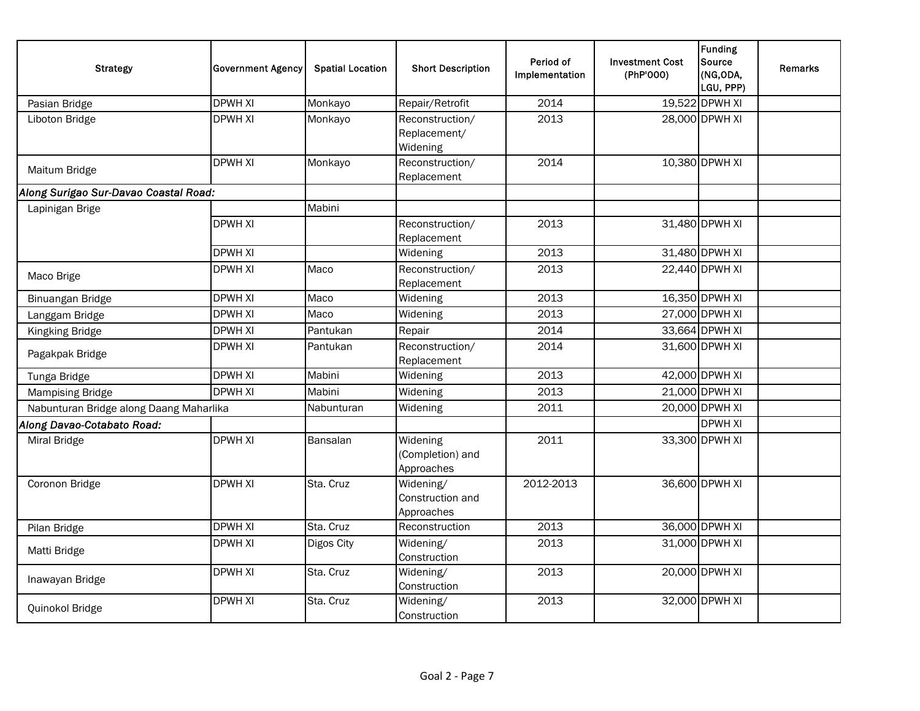| Strategy | Government Agency | Spatial Location | Short Description | Period of Implementation | Investment Cost (PhP'000) | Funding Source (NG,ODA, LGU, PPP) | Remarks |
|---|---|---|---|---|---|---|---|
| Pasian Bridge | DPWH XI | Monkayo | Repair/Retrofit | 2014 | 19,522 | DPWH XI | |
| Liboton Bridge | DPWH XI | Monkayo | Reconstruction/ Replacement/ Widening | 2013 | 28,000 | DPWH XI | |
| Maitum Bridge | DPWH XI | Monkayo | Reconstruction/ Replacement | 2014 | 10,380 | DPWH XI | |
| *Along Surigao Sur-Davao Coastal Road:* | | | | | | | |
| Lapinigan Brige | | Mabini | | | | | |
| | DPWH XI | | Reconstruction/ Replacement | 2013 | 31,480 | DPWH XI | |
| | DPWH XI | | Widening | 2013 | 31,480 | DPWH XI | |
| Maco Brige | DPWH XI | Maco | Reconstruction/ Replacement | 2013 | 22,440 | DPWH XI | |
| Binuangan Bridge | DPWH XI | Maco | Widening | 2013 | 16,350 | DPWH XI | |
| Langgam Bridge | DPWH XI | Maco | Widening | 2013 | 27,000 | DPWH XI | |
| Kingking Bridge | DPWH XI | Pantukan | Repair | 2014 | 33,664 | DPWH XI | |
| Pagakpak Bridge | DPWH XI | Pantukan | Reconstruction/ Replacement | 2014 | 31,600 | DPWH XI | |
| Tunga Bridge | DPWH XI | Mabini | Widening | 2013 | 42,000 | DPWH XI | |
| Mampising Bridge | DPWH XI | Mabini | Widening | 2013 | 21,000 | DPWH XI | |
| Nabunturan Bridge along Daang Maharlika | | Nabunturan | Widening | 2011 | 20,000 | DPWH XI | |
| *Along Davao-Cotabato Road:* | | | | | | DPWH XI | |
| Miral Bridge | DPWH XI | Bansalan | Widening (Completion) and Approaches | 2011 | 33,300 | DPWH XI | |
| Coronon Bridge | DPWH XI | Sta. Cruz | Widening/ Construction and Approaches | 2012-2013 | 36,600 | DPWH XI | |
| Pilan Bridge | DPWH XI | Sta. Cruz | Reconstruction | 2013 | 36,000 | DPWH XI | |
| Matti Bridge | DPWH XI | Digos City | Widening/ Construction | 2013 | 31,000 | DPWH XI | |
| Inawayan Bridge | DPWH XI | Sta. Cruz | Widening/ Construction | 2013 | 20,000 | DPWH XI | |
| Quinokol Bridge | DPWH XI | Sta. Cruz | Widening/ Construction | 2013 | 32,000 | DPWH XI | |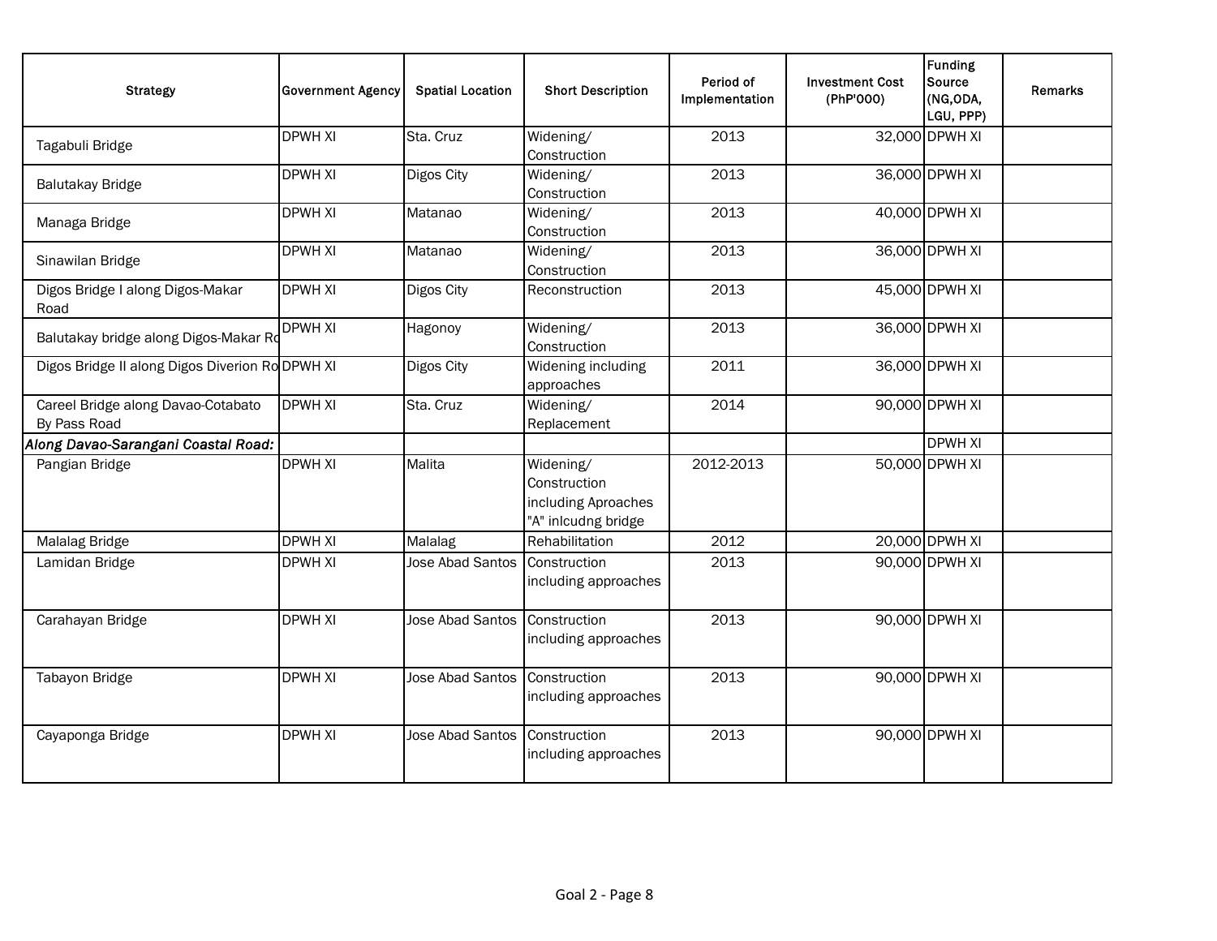| Strategy | Government Agency | Spatial Location | Short Description | Period of Implementation | Investment Cost (PhP'000) | Funding Source (NG,ODA, LGU, PPP) | Remarks |
|---|---|---|---|---|---|---|---|
| Tagabuli Bridge | DPWH XI | Sta. Cruz | Widening/ Construction | 2013 | 32,000 | DPWH XI | |
| Balutakay Bridge | DPWH XI | Digos City | Widening/ Construction | 2013 | 36,000 | DPWH XI | |
| Managa Bridge | DPWH XI | Matanao | Widening/ Construction | 2013 | 40,000 | DPWH XI | |
| Sinawilan Bridge | DPWH XI | Matanao | Widening/ Construction | 2013 | 36,000 | DPWH XI | |
| Digos Bridge I along Digos-Makar Road | DPWH XI | Digos City | Reconstruction | 2013 | 45,000 | DPWH XI | |
| Balutakay bridge along Digos-Makar Ro | DPWH XI | Hagonoy | Widening/ Construction | 2013 | 36,000 | DPWH XI | |
| Digos Bridge II along Digos Diverion Ro | DPWH XI | Digos City | Widening including approaches | 2011 | 36,000 | DPWH XI | |
| Careel Bridge along Davao-Cotabato By Pass Road | DPWH XI | Sta. Cruz | Widening/ Replacement | 2014 | 90,000 | DPWH XI | |
| *Along Davao-Sarangani Coastal Road:* | | | | | | DPWH XI | |
| Pangian Bridge | DPWH XI | Malita | Widening/ Construction including Aproaches "A" inlcudng bridge | 2012-2013 | 50,000 | DPWH XI | |
| Malalag Bridge | DPWH XI | Malalag | Rehabilitation | 2012 | 20,000 | DPWH XI | |
| Lamidan Bridge | DPWH XI | Jose Abad Santos | Construction including approaches | 2013 | 90,000 | DPWH XI | |
| Carahayan Bridge | DPWH XI | Jose Abad Santos | Construction including approaches | 2013 | 90,000 | DPWH XI | |
| Tabayon Bridge | DPWH XI | Jose Abad Santos | Construction including approaches | 2013 | 90,000 | DPWH XI | |
| Cayaponga Bridge | DPWH XI | Jose Abad Santos | Construction including approaches | 2013 | 90,000 | DPWH XI | |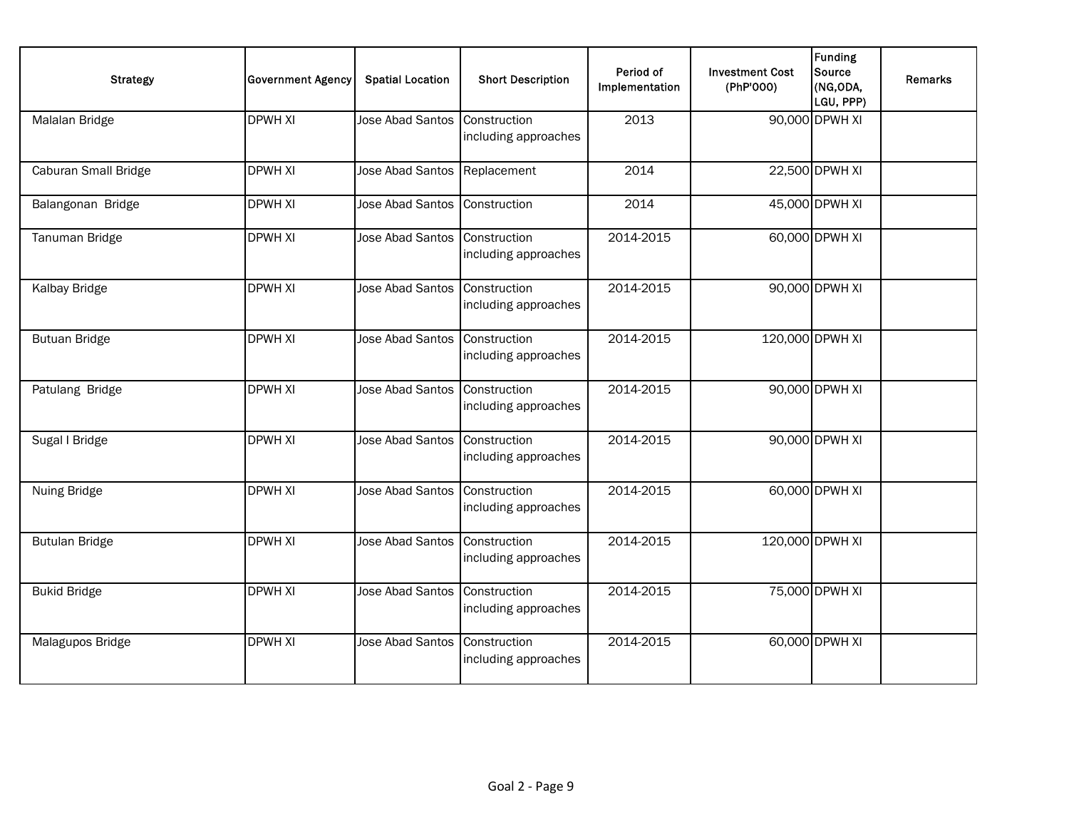| Strategy | Government Agency | Spatial Location | Short Description | Period of Implementation | Investment Cost (PhP'000) | Funding Source (NG,ODA, LGU, PPP) | Remarks |
|---|---|---|---|---|---|---|---|
| Malalan Bridge | DPWH XI | Jose Abad Santos | Construction including approaches | 2013 | 90,000 | DPWH XI | |
| Caburan Small Bridge | DPWH XI | Jose Abad Santos | Replacement | 2014 | 22,500 | DPWH XI | |
| Balangonan Bridge | DPWH XI | Jose Abad Santos | Construction | 2014 | 45,000 | DPWH XI | |
| Tanuman Bridge | DPWH XI | Jose Abad Santos | Construction including approaches | 2014-2015 | 60,000 | DPWH XI | |
| Kalbay Bridge | DPWH XI | Jose Abad Santos | Construction including approaches | 2014-2015 | 90,000 | DPWH XI | |
| Butuan Bridge | DPWH XI | Jose Abad Santos | Construction including approaches | 2014-2015 | 120,000 | DPWH XI | |
| Patulang Bridge | DPWH XI | Jose Abad Santos | Construction including approaches | 2014-2015 | 90,000 | DPWH XI | |
| Sugal I Bridge | DPWH XI | Jose Abad Santos | Construction including approaches | 2014-2015 | 90,000 | DPWH XI | |
| Nuing Bridge | DPWH XI | Jose Abad Santos | Construction including approaches | 2014-2015 | 60,000 | DPWH XI | |
| Butulan Bridge | DPWH XI | Jose Abad Santos | Construction including approaches | 2014-2015 | 120,000 | DPWH XI | |
| Bukid Bridge | DPWH XI | Jose Abad Santos | Construction including approaches | 2014-2015 | 75,000 | DPWH XI | |
| Malagupos Bridge | DPWH XI | Jose Abad Santos | Construction including approaches | 2014-2015 | 60,000 | DPWH XI | |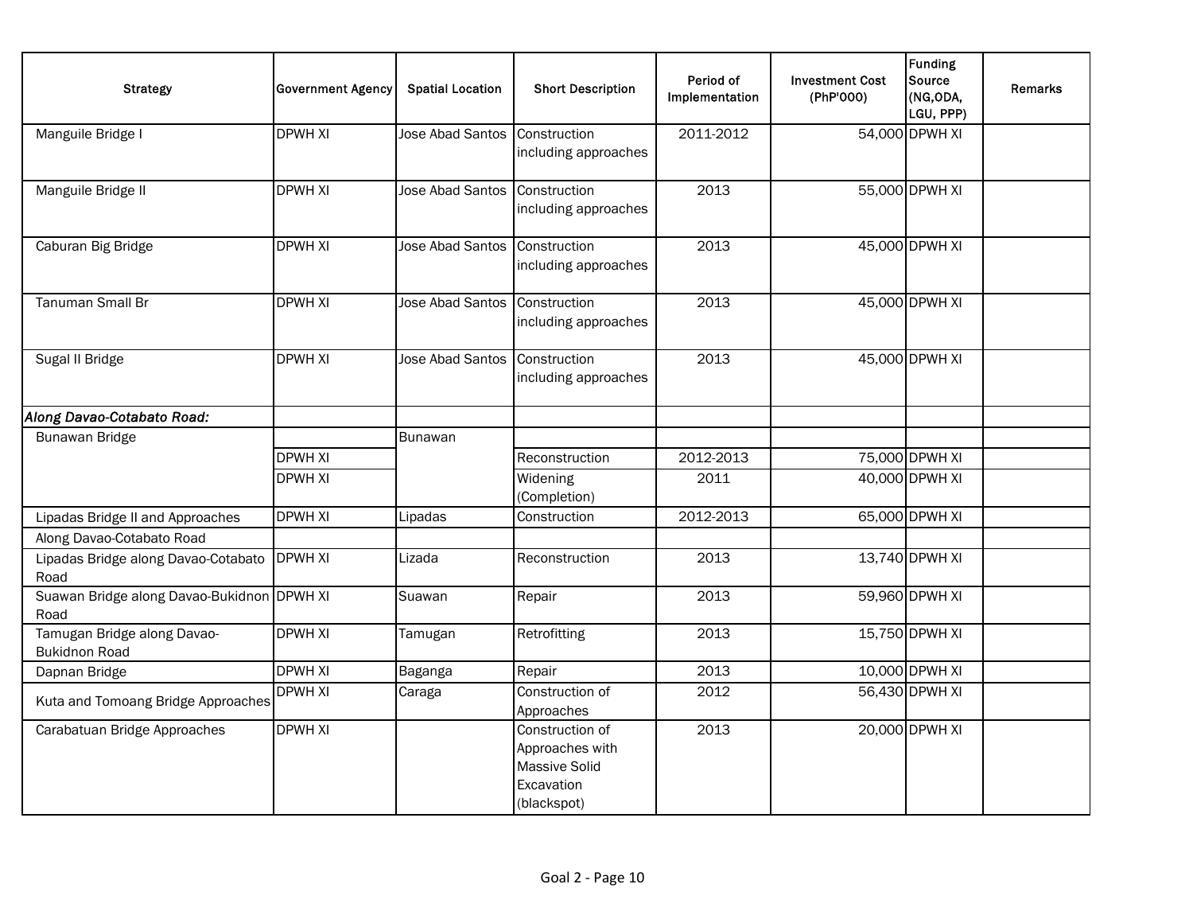| Strategy | Government Agency | Spatial Location | Short Description | Period of Implementation | Investment Cost (PhP'000) | Funding Source (NG,ODA, LGU, PPP) | Remarks |
|---|---|---|---|---|---|---|---|
| Manguile Bridge I | DPWH XI | Jose Abad Santos | Construction including approaches | 2011-2012 | 54,000 | DPWH XI | |
| Manguile Bridge II | DPWH XI | Jose Abad Santos | Construction including approaches | 2013 | 55,000 | DPWH XI | |
| Caburan Big Bridge | DPWH XI | Jose Abad Santos | Construction including approaches | 2013 | 45,000 | DPWH XI | |
| Tanuman Small Br | DPWH XI | Jose Abad Santos | Construction including approaches | 2013 | 45,000 | DPWH XI | |
| Sugal II Bridge | DPWH XI | Jose Abad Santos | Construction including approaches | 2013 | 45,000 | DPWH XI | |
| ***Along Davao-Cotabato Road:*** | | | | | | | |
| Bunawan Bridge | | Bunawan | | | | | |
| | DPWH XI | | Reconstruction | 2012-2013 | 75,000 | DPWH XI | |
| | DPWH XI | | Widening (Completion) | 2011 | 40,000 | DPWH XI | |
| Lipadas Bridge II and Approaches | DPWH XI | Lipadas | Construction | 2012-2013 | 65,000 | DPWH XI | |
| Along Davao-Cotabato Road | | | | | | | |
| Lipadas Bridge along Davao-Cotabato Road | DPWH XI | Lizada | Reconstruction | 2013 | 13,740 | DPWH XI | |
| Suawan Bridge along Davao-Bukidnon Road | DPWH XI | Suawan | Repair | 2013 | 59,960 | DPWH XI | |
| Tamugan Bridge along Davao-Bukidnon Road | DPWH XI | Tamugan | Retrofitting | 2013 | 15,750 | DPWH XI | |
| Dapnan Bridge | DPWH XI | Baganga | Repair | 2013 | 10,000 | DPWH XI | |
| Kuta and Tomoang Bridge Approaches | DPWH XI | Caraga | Construction of Approaches | 2012 | 56,430 | DPWH XI | |
| Carabatuan Bridge Approaches | DPWH XI | | Construction of Approaches with Massive Solid Excavation (blackspot) | 2013 | 20,000 | DPWH XI | |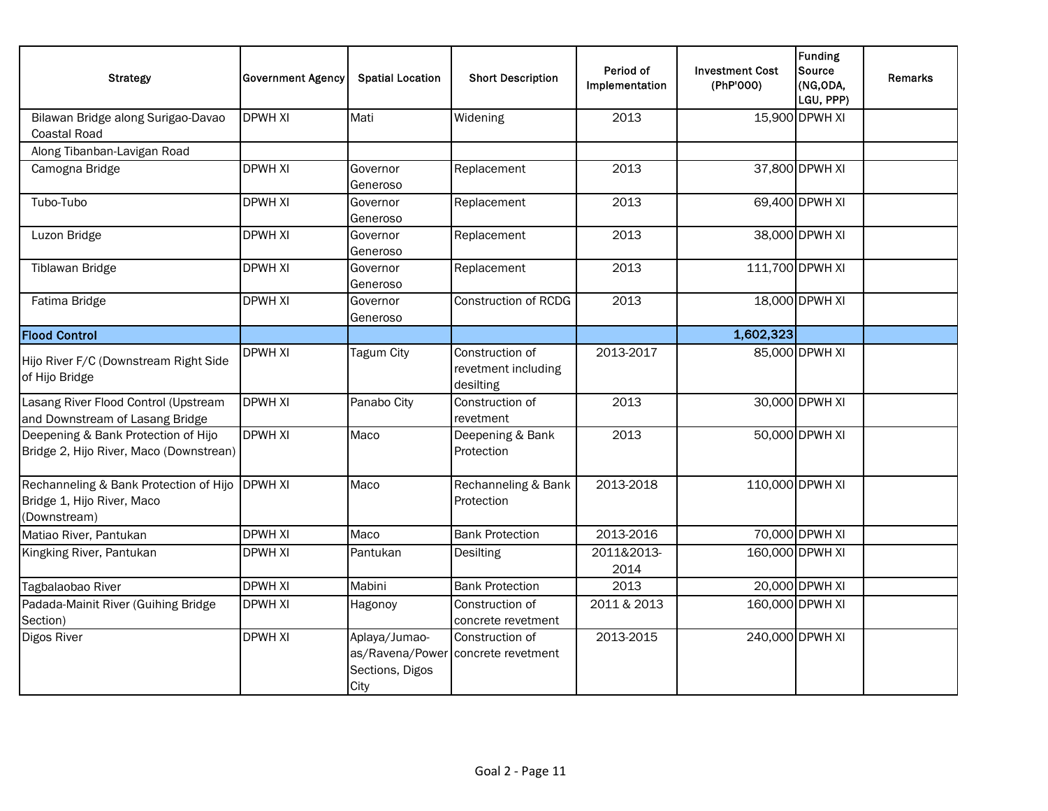| Strategy | Government Agency | Spatial Location | Short Description | Period of Implementation | Investment Cost (PhP'000) | Funding Source (NG,ODA, LGU, PPP) | Remarks |
|---|---|---|---|---|---|---|---|
| Bilawan Bridge along Surigao-Davao Coastal Road | DPWH XI | Mati | Widening | 2013 | 15,900 | DPWH XI | |
| Along Tibanban-Lavigan Road | | | | | | | |
| Camogna Bridge | DPWH XI | Governor Generoso | Replacement | 2013 | 37,800 | DPWH XI | |
| Tubo-Tubo | DPWH XI | Governor Generoso | Replacement | 2013 | 69,400 | DPWH XI | |
| Luzon Bridge | DPWH XI | Governor Generoso | Replacement | 2013 | 38,000 | DPWH XI | |
| Tiblawan Bridge | DPWH XI | Governor Generoso | Replacement | 2013 | 111,700 | DPWH XI | |
| Fatima Bridge | DPWH XI | Governor Generoso | Construction of RCDG | 2013 | 18,000 | DPWH XI | |
| **Flood Control** | | | | | **1,602,323** | | |
| Hijo River F/C (Downstream Right Side of Hijo Bridge | DPWH XI | Tagum City | Construction of revetment including desilting | 2013-2017 | 85,000 | DPWH XI | |
| Lasang River Flood Control (Upstream and Downstream of Lasang Bridge | DPWH XI | Panabo City | Construction of revetment | 2013 | 30,000 | DPWH XI | |
| Deepening & Bank Protection of Hijo Bridge 2, Hijo River, Maco (Downstrean) | DPWH XI | Maco | Deepening & Bank Protection | 2013 | 50,000 | DPWH XI | |
| Rechanneling & Bank Protection of Hijo Bridge 1, Hijo River, Maco (Downstream) | DPWH XI | Maco | Rechanneling & Bank Protection | 2013-2018 | 110,000 | DPWH XI | |
| Matiao River, Pantukan | DPWH XI | Maco | Bank Protection | 2013-2016 | 70,000 | DPWH XI | |
| Kingking River, Pantukan | DPWH XI | Pantukan | Desilting | 2011&2013-2014 | 160,000 | DPWH XI | |
| Tagbalaobao River | DPWH XI | Mabini | Bank Protection | 2013 | 20,000 | DPWH XI | |
| Padada-Mainit River (Guihing Bridge Section) | DPWH XI | Hagonoy | Construction of concrete revetment | 2011 & 2013 | 160,000 | DPWH XI | |
| Digos River | DPWH XI | Aplaya/Jumao-as/Ravena/Power Sections, Digos City | Construction of concrete revetment | 2013-2015 | 240,000 | DPWH XI | |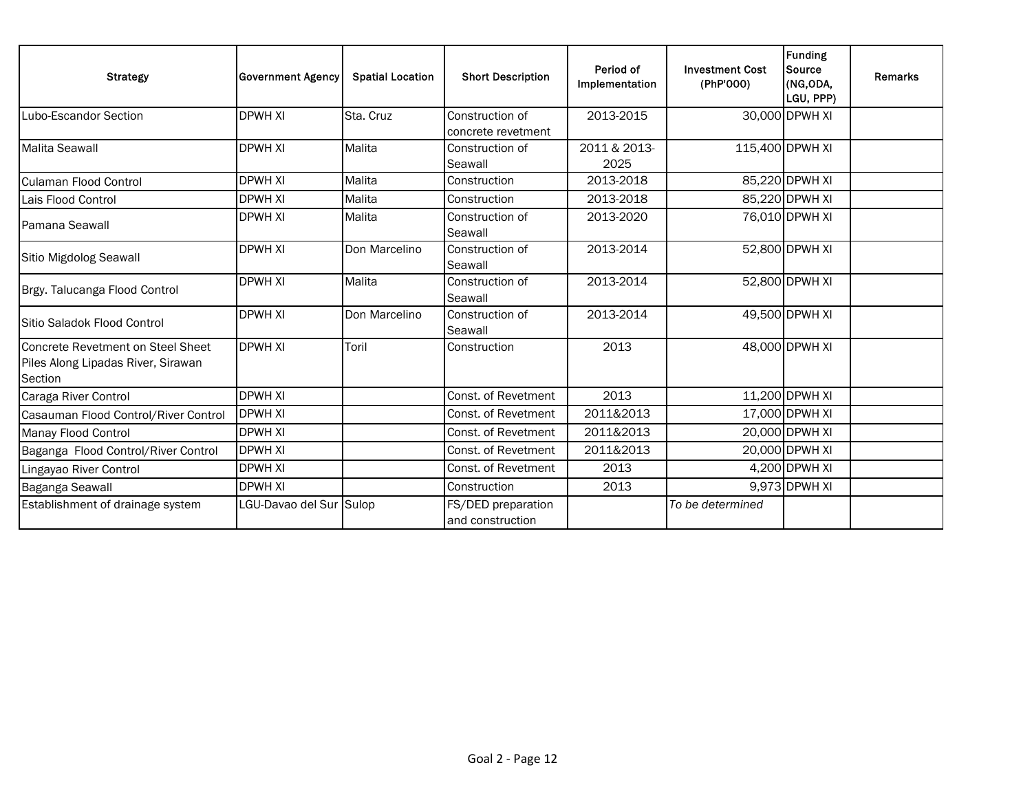| Strategy | Government Agency | Spatial Location | Short Description | Period of Implementation | Investment Cost (PhP'000) | Funding Source (NG,ODA, LGU, PPP) | Remarks |
|---|---|---|---|---|---|---|---|
| Lubo-Escandor Section | DPWH XI | Sta. Cruz | Construction of concrete revetment | 2013-2015 | 30,000 | DPWH XI | |
| Malita Seawall | DPWH XI | Malita | Construction of Seawall | 2011 & 2013-2025 | 115,400 | DPWH XI | |
| Culaman Flood Control | DPWH XI | Malita | Construction | 2013-2018 | 85,220 | DPWH XI | |
| Lais Flood Control | DPWH XI | Malita | Construction | 2013-2018 | 85,220 | DPWH XI | |
| Pamana Seawall | DPWH XI | Malita | Construction of Seawall | 2013-2020 | 76,010 | DPWH XI | |
| Sitio Migdolog Seawall | DPWH XI | Don Marcelino | Construction of Seawall | 2013-2014 | 52,800 | DPWH XI | |
| Brgy. Talucanga Flood Control | DPWH XI | Malita | Construction of Seawall | 2013-2014 | 52,800 | DPWH XI | |
| Sitio Saladok Flood Control | DPWH XI | Don Marcelino | Construction of Seawall | 2013-2014 | 49,500 | DPWH XI | |
| Concrete Revetment on Steel Sheet Piles Along Lipadas River, Sirawan Section | DPWH XI | Toril | Construction | 2013 | 48,000 | DPWH XI | |
| Caraga River Control | DPWH XI | | Const. of Revetment | 2013 | 11,200 | DPWH XI | |
| Casauman Flood Control/River Control | DPWH XI | | Const. of Revetment | 2011&2013 | 17,000 | DPWH XI | |
| Manay Flood Control | DPWH XI | | Const. of Revetment | 2011&2013 | 20,000 | DPWH XI | |
| Baganga Flood Control/River Control | DPWH XI | | Const. of Revetment | 2011&2013 | 20,000 | DPWH XI | |
| Lingayao River Control | DPWH XI | | Const. of Revetment | 2013 | 4,200 | DPWH XI | |
| Baganga Seawall | DPWH XI | | Construction | 2013 | 9,973 | DPWH XI | |
| Establishment of drainage system | LGU-Davao del Sur | Sulop | FS/DED preparation and construction | | *To be determined* | | |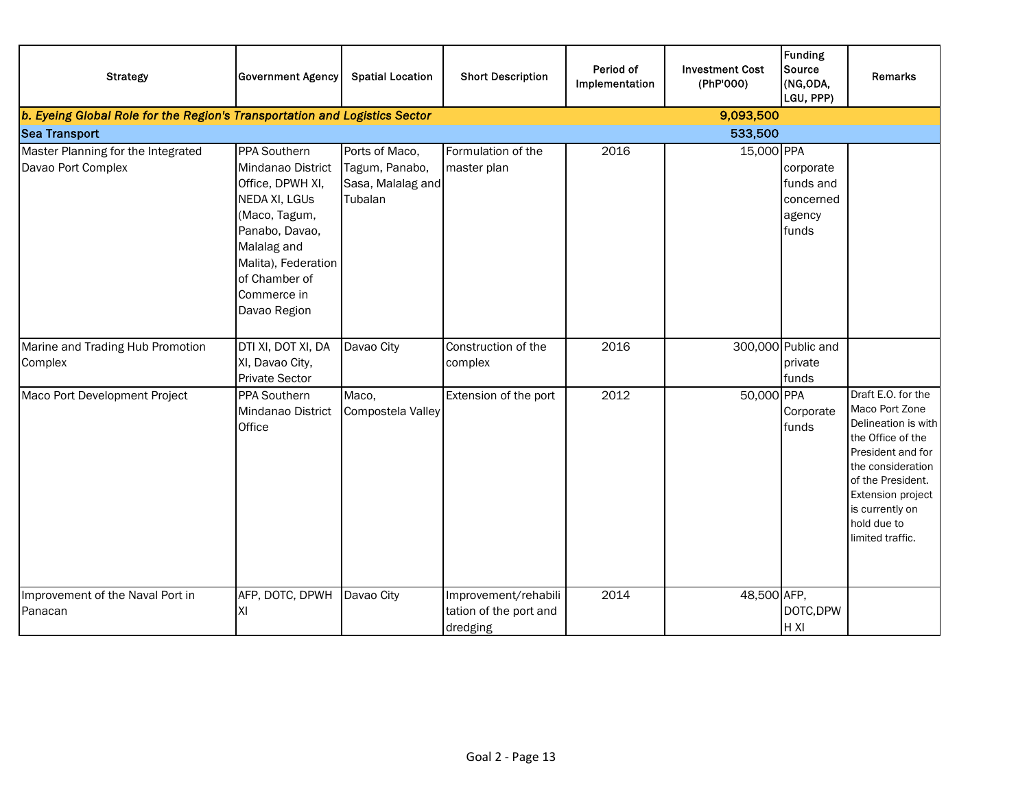| Strategy | Government Agency | Spatial Location | Short Description | Period of Implementation | Investment Cost (PhP'000) | Funding Source (NG,ODA, LGU, PPP) | Remarks |
|---|---|---|---|---|---|---|---|
| ***b. Eyeing Global Role for the Region's Transportation and Logistics Sector*** | | | | | **9,093,500** | | |
| **Sea Transport** | | | | | **533,500** | | |
| Master Planning for the Integrated Davao Port Complex | PPA Southern Mindanao District Office, DPWH XI, NEDA XI, LGUs (Maco, Tagum, Panabo, Davao, Malalag and Malita), Federation of Chamber of Commerce in Davao Region | Ports of Maco, Tagum, Panabo, Sasa, Malalag and Tubalan | Formulation of the master plan | 2016 | 15,000 | PPA corporate funds and concerned agency funds | |
| Marine and Trading Hub Promotion Complex | DTI XI, DOT XI, DA XI, Davao City, Private Sector | Davao City | Construction of the complex | 2016 | 300,000 | Public and private funds | |
| Maco Port Development Project | PPA Southern Mindanao District Office | Maco, Compostela Valley | Extension of the port | 2012 | 50,000 | PPA Corporate funds | Draft E.O. for the Maco Port Zone Delineation is with the Office of the President and for the consideration of the President. Extension project is currently on hold due to limited traffic. |
| Improvement of the Naval Port in Panacan | AFP, DOTC, DPWH XI | Davao City | Improvement/rehabilitation of the port and dredging | 2014 | 48,500 | AFP, DOTC,DPWH XI | |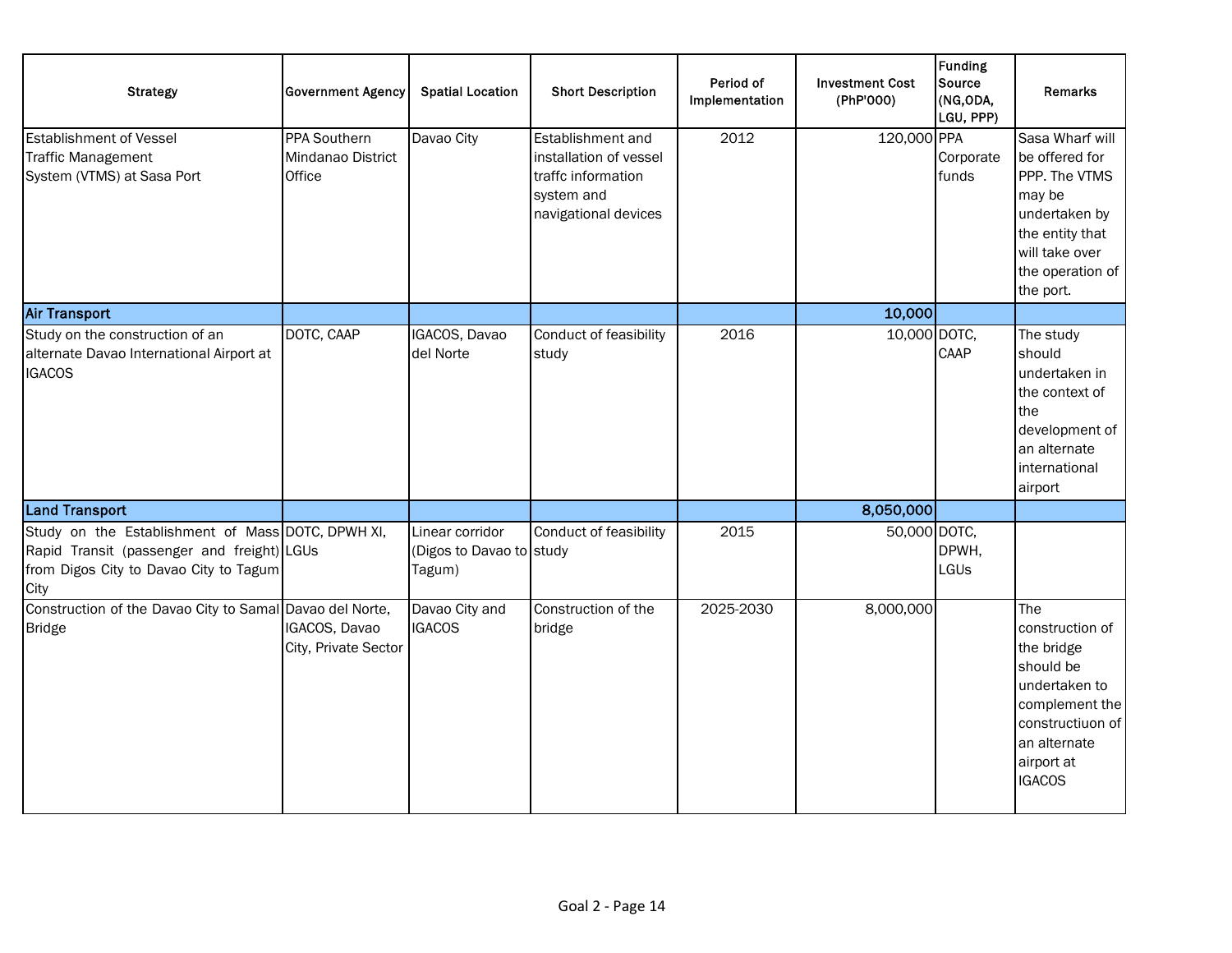| Strategy | Government Agency | Spatial Location | Short Description | Period of Implementation | Investment Cost (PhP'000) | Funding Source (NG,ODA, LGU, PPP) | Remarks |
|---|---|---|---|---|---|---|---|
| Establishment of Vessel Traffic Management System (VTMS) at Sasa Port | PPA Southern Mindanao District Office | Davao City | Establishment and installation of vessel traffc information system and navigational devices | 2012 | 120,000 | PPA Corporate funds | Sasa Wharf will be offered for PPP. The VTMS may be undertaken by the entity that will take over the operation of the port. |
| **Air Transport** | | | | | **10,000** | | |
| Study on the construction of an alternate Davao International Airport at IGACOS | DOTC, CAAP | IGACOS, Davao del Norte | Conduct of feasibility study | 2016 | 10,000 | DOTC, CAAP | The study should undertaken in the context of the development of an alternate international airport |
| **Land Transport** | | | | | **8,050,000** | | |
| Study on the Establishment of Mass Rapid Transit (passenger and freight) from Digos City to Davao City to Tagum City | DOTC, DPWH XI, LGUs | Linear corridor (Digos to Davao to Tagum) | Conduct of feasibility study | 2015 | 50,000 | DOTC, DPWH, LGUs | |
| Construction of the Davao City to Samal Bridge | Davao del Norte, IGACOS, Davao City, Private Sector | Davao City and IGACOS | Construction of the bridge | 2025-2030 | 8,000,000 | | The construction of the bridge should be undertaken to complement the constructiuon of an alternate airport at IGACOS |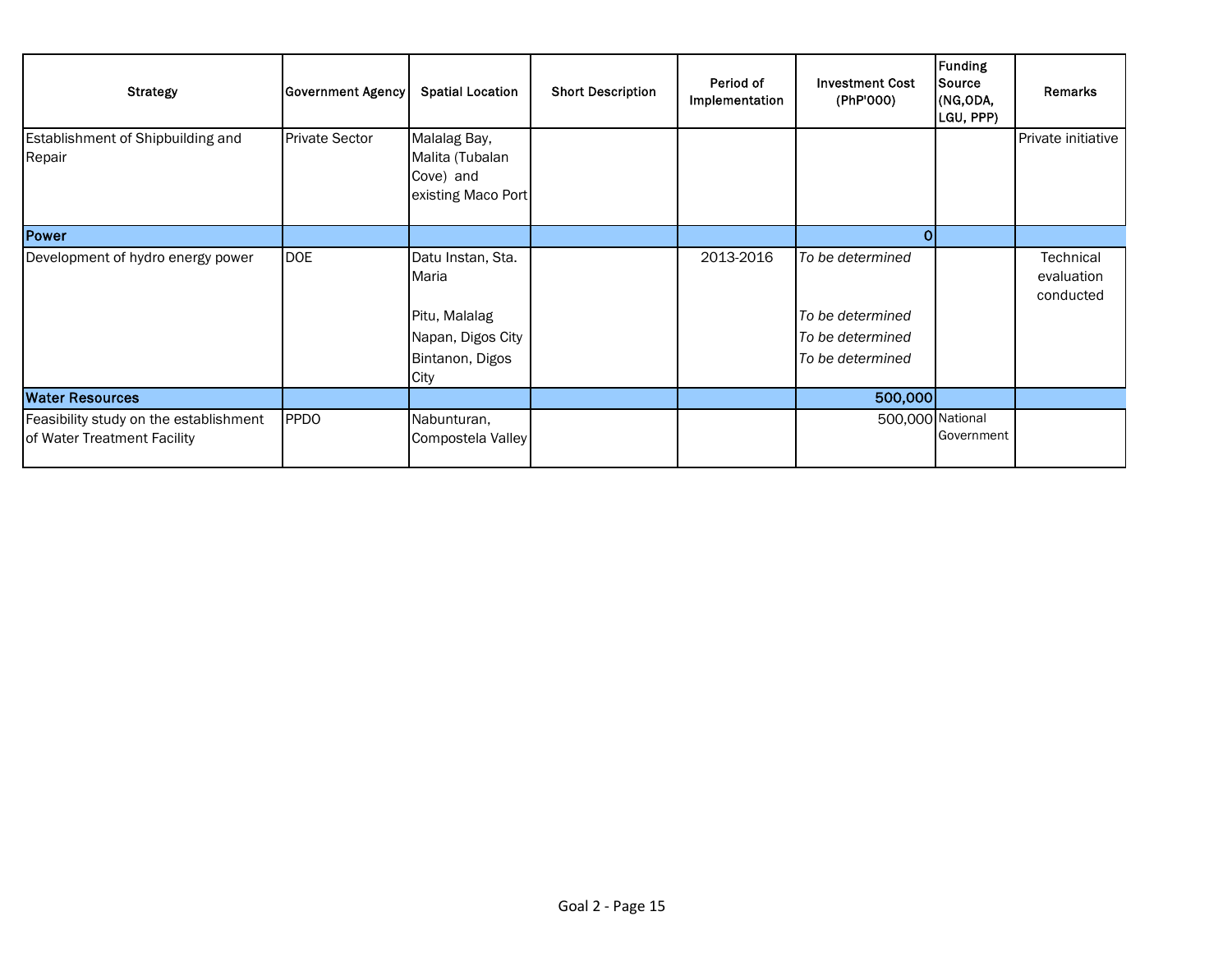| Strategy | Government Agency | Spatial Location | Short Description | Period of Implementation | Investment Cost (PhP'000) | Funding Source (NG,ODA, LGU, PPP) | Remarks |
|---|---|---|---|---|---|---|---|
| Establishment of Shipbuilding and Repair | Private Sector | Malalag Bay, Malita (Tubalan Cove) and existing Maco Port | | | | | Private initiative |
| **Power** | | | | | **0** | | |
| Development of hydro energy power | DOE | Datu Instan, Sta. Maria<br>Pitu, Malalag<br>Napan, Digos City<br>Bintanon, Digos City | | 2013-2016 | *To be determined*<br>*To be determined*<br>*To be determined*<br>*To be determined* | | Technical evaluation conducted |
| **Water Resources** | | | | | **500,000** | | |
| Feasibility study on the establishment of Water Treatment Facility | PPDO | Nabunturan, Compostela Valley | | | 500,000 | National Government | |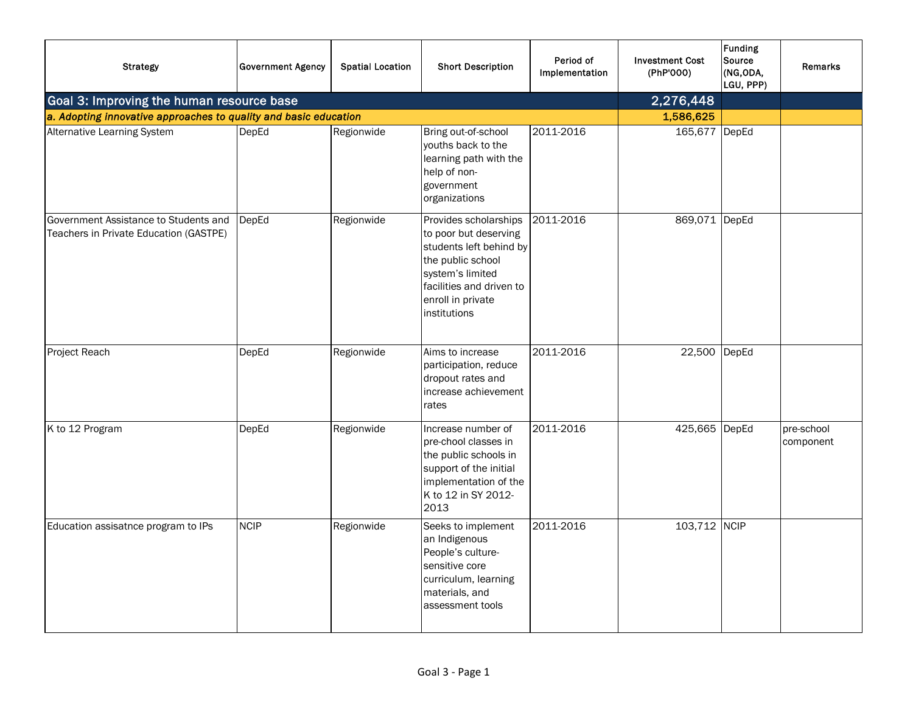| Strategy | Government Agency | Spatial Location | Short Description | Period of Implementation | Investment Cost (PhP'000) | Funding Source (NG,ODA, LGU, PPP) | Remarks |
|---|---|---|---|---|---|---|---|
| **Goal 3: Improving the human resource base** | | | | | **2,276,448** | | |
| ***a. Adopting innovative approaches to quality and basic education*** | | | | | **1,586,625** | | |
| Alternative Learning System | DepEd | Regionwide | Bring out-of-school youths back to the learning path with the help of non-government organizations | 2011-2016 | 165,677 | DepEd | |
| Government Assistance to Students and Teachers in Private Education (GASTPE) | DepEd | Regionwide | Provides scholarships to poor but deserving students left behind by the public school system's limited facilities and driven to enroll in private institutions | 2011-2016 | 869,071 | DepEd | |
| Project Reach | DepEd | Regionwide | Aims to increase participation, reduce dropout rates and increase achievement rates | 2011-2016 | 22,500 | DepEd | |
| K to 12 Program | DepEd | Regionwide | Increase number of pre-chool classes in the public schools in support of the initial implementation of the K to 12 in SY 2012-2013 | 2011-2016 | 425,665 | DepEd | pre-school component |
| Education assisatnce program to IPs | NCIP | Regionwide | Seeks to implement an Indigenous People's culture-sensitive core curriculum, learning materials, and assessment tools | 2011-2016 | 103,712 | NCIP | |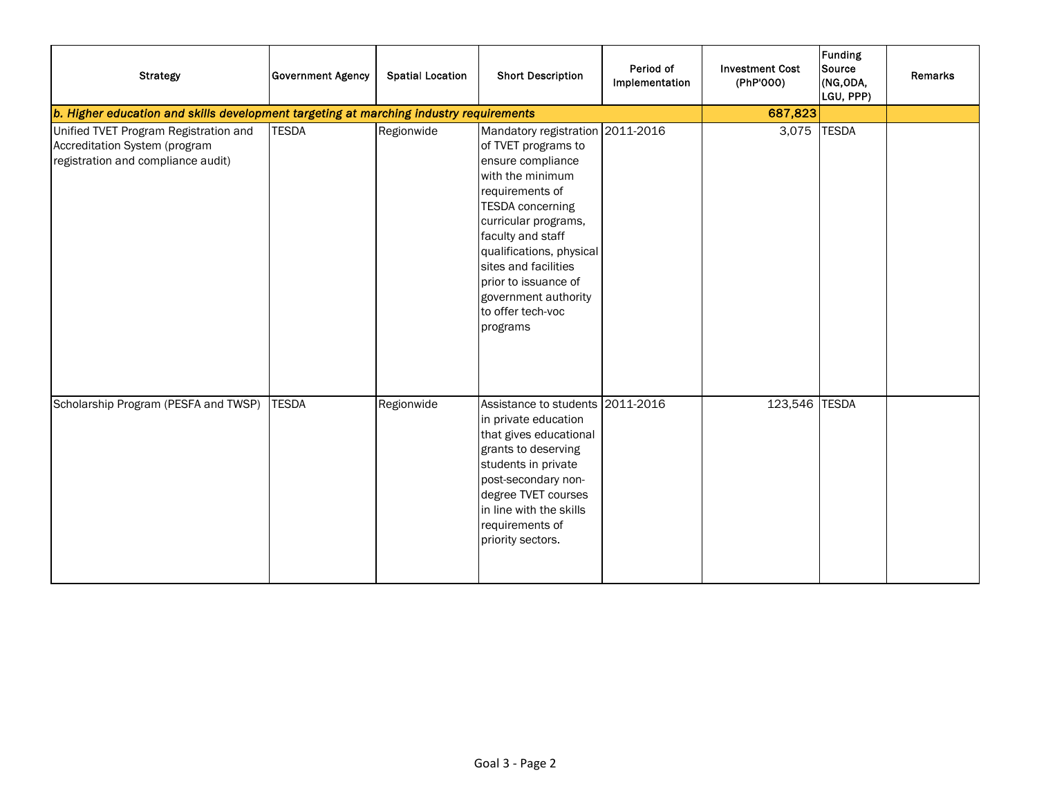| Strategy | Government Agency | Spatial Location | Short Description | Period of Implementation | Investment Cost (PhP'000) | Funding Source (NG,ODA, LGU, PPP) | Remarks |
|---|---|---|---|---|---|---|---|
| ***b. Higher education and skills development targeting at marching industry requirements*** | | | | | **687,823** | | |
| Unified TVET Program Registration and Accreditation System (program registration and compliance audit) | TESDA | Regionwide | Mandatory registration of TVET programs to ensure compliance with the minimum requirements of TESDA concerning curricular programs, faculty and staff qualifications, physical sites and facilities prior to issuance of government authority to offer tech-voc programs | 2011-2016 | 3,075 | TESDA | |
| Scholarship Program (PESFA and TWSP) | TESDA | Regionwide | Assistance to students in private education that gives educational grants to deserving students in private post-secondary non-degree TVET courses in line with the skills requirements of priority sectors. | 2011-2016 | 123,546 | TESDA | |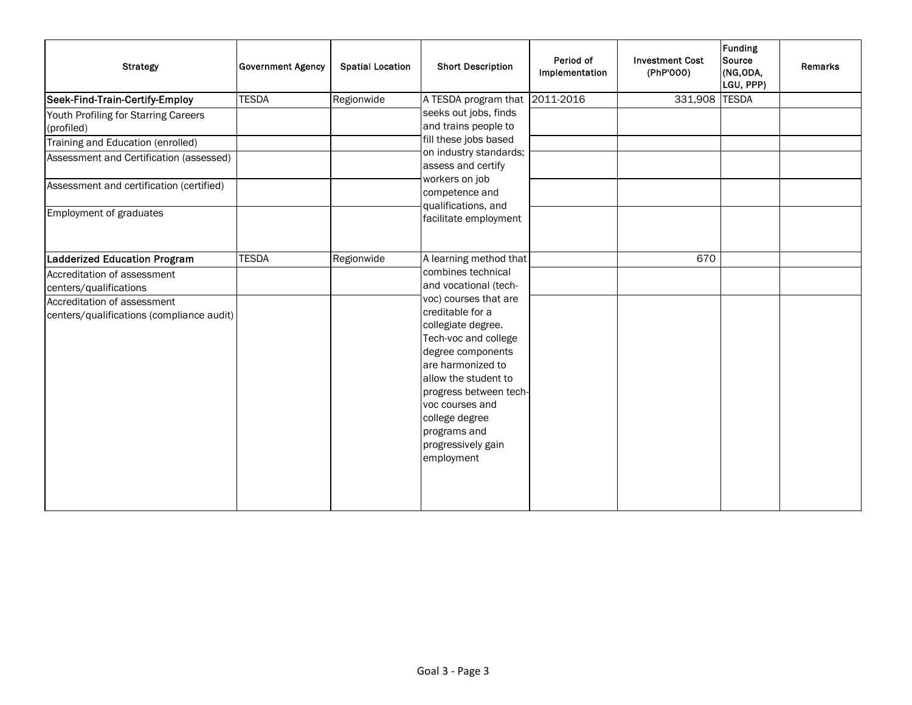| Strategy | Government Agency | Spatial Location | Short Description | Period of Implementation | Investment Cost (PhP'000) | Funding Source (NG,ODA, LGU, PPP) | Remarks |
|---|---|---|---|---|---|---|---|
| **Seek-Find-Train-Certify-Employ** | TESDA | Regionwide | A TESDA program that seeks out jobs, finds and trains people to fill these jobs based on industry standards; assess and certify workers on job competence and qualifications, and facilitate employment | 2011-2016 | 331,908 | TESDA | |
| Youth Profiling for Starring Careers (profiled) | | | | | | | |
| Training and Education (enrolled) | | | | | | | |
| Assessment and Certification (assessed) | | | | | | | |
| Assessment and certification (certified) | | | | | | | |
| Employment of graduates | | | | | | | |
| **Ladderized Education Program** | TESDA | Regionwide | A learning method that combines technical and vocational (tech-voc) courses that are creditable for a collegiate degree. Tech-voc and college degree components are harmonized to allow the student to progress between tech-voc courses and college degree programs and progressively gain employment | | 670 | | |
| Accreditation of assessment centers/qualifications | | | | | | | |
| Accreditation of assessment centers/qualifications (compliance audit) | | | | | | | |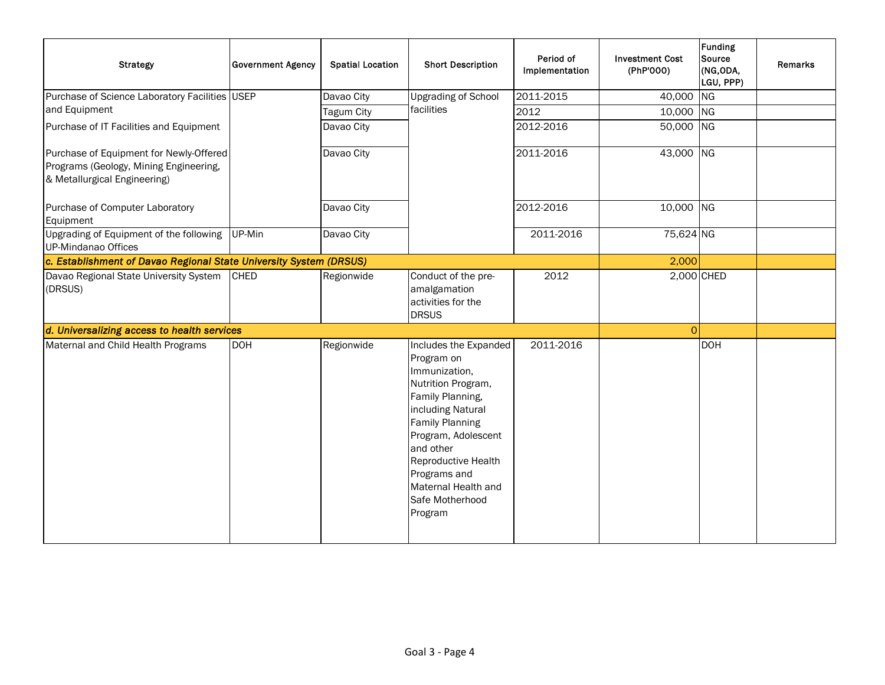| Strategy | Government Agency | Spatial Location | Short Description | Period of Implementation | Investment Cost (PhP'000) | Funding Source (NG,ODA, LGU, PPP) | Remarks |
|---|---|---|---|---|---|---|---|
| Purchase of Science Laboratory Facilities and Equipment | USEP | Davao City | Upgrading of School facilities | 2011-2015 | 40,000 | NG | |
| | | Tagum City | | 2012 | 10,000 | NG | |
| Purchase of IT Facilities and Equipment | | Davao City | | 2012-2016 | 50,000 | NG | |
| Purchase of Equipment for Newly-Offered Programs (Geology, Mining Engineering, & Metallurgical Engineering) | | Davao City | | 2011-2016 | 43,000 | NG | |
| Purchase of Computer Laboratory Equipment | | Davao City | | 2012-2016 | 10,000 | NG | |
| Upgrading of Equipment of the following UP-Mindanao Offices | UP-Min | Davao City | | 2011-2016 | 75,624 | NG | |
| ***c. Establishment of Davao Regional State University System (DRSUS)*** | | | | | 2,000 | | |
| Davao Regional State University System (DRSUS) | CHED | Regionwide | Conduct of the pre-amalgamation activities for the DRSUS | 2012 | 2,000 | CHED | |
| ***d. Universalizing access to health services*** | | | | | 0 | | |
| Maternal and Child Health Programs | DOH | Regionwide | Includes the Expanded Program on Immunization, Nutrition Program, Family Planning, including Natural Family Planning Program, Adolescent and other Reproductive Health Programs and Maternal Health and Safe Motherhood Program | 2011-2016 | | DOH | |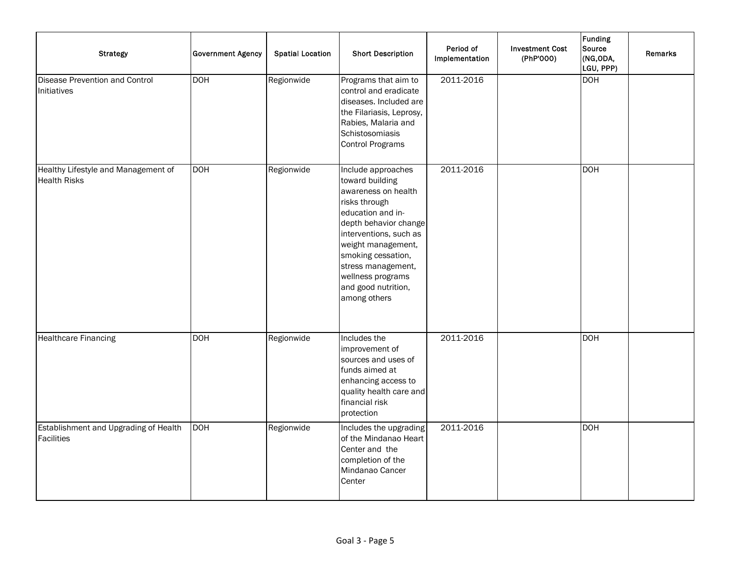| Strategy | Government Agency | Spatial Location | Short Description | Period of Implementation | Investment Cost (PhP'000) | Funding Source (NG,ODA, LGU, PPP) | Remarks |
|---|---|---|---|---|---|---|---|
| Disease Prevention and Control Initiatives | DOH | Regionwide | Programs that aim to control and eradicate diseases. Included are the Filariasis, Leprosy, Rabies, Malaria and Schistosomiasis Control Programs | 2011-2016 | | DOH | |
| Healthy Lifestyle and Management of Health Risks | DOH | Regionwide | Include approaches toward building awareness on health risks through education and in-depth behavior change interventions, such as weight management, smoking cessation, stress management, wellness programs and good nutrition, among others | 2011-2016 | | DOH | |
| Healthcare Financing | DOH | Regionwide | Includes the improvement of sources and uses of funds aimed at enhancing access to quality health care and financial risk protection | 2011-2016 | | DOH | |
| Establishment and Upgrading of Health Facilities | DOH | Regionwide | Includes the upgrading of the Mindanao Heart Center and the completion of the Mindanao Cancer Center | 2011-2016 | | DOH | |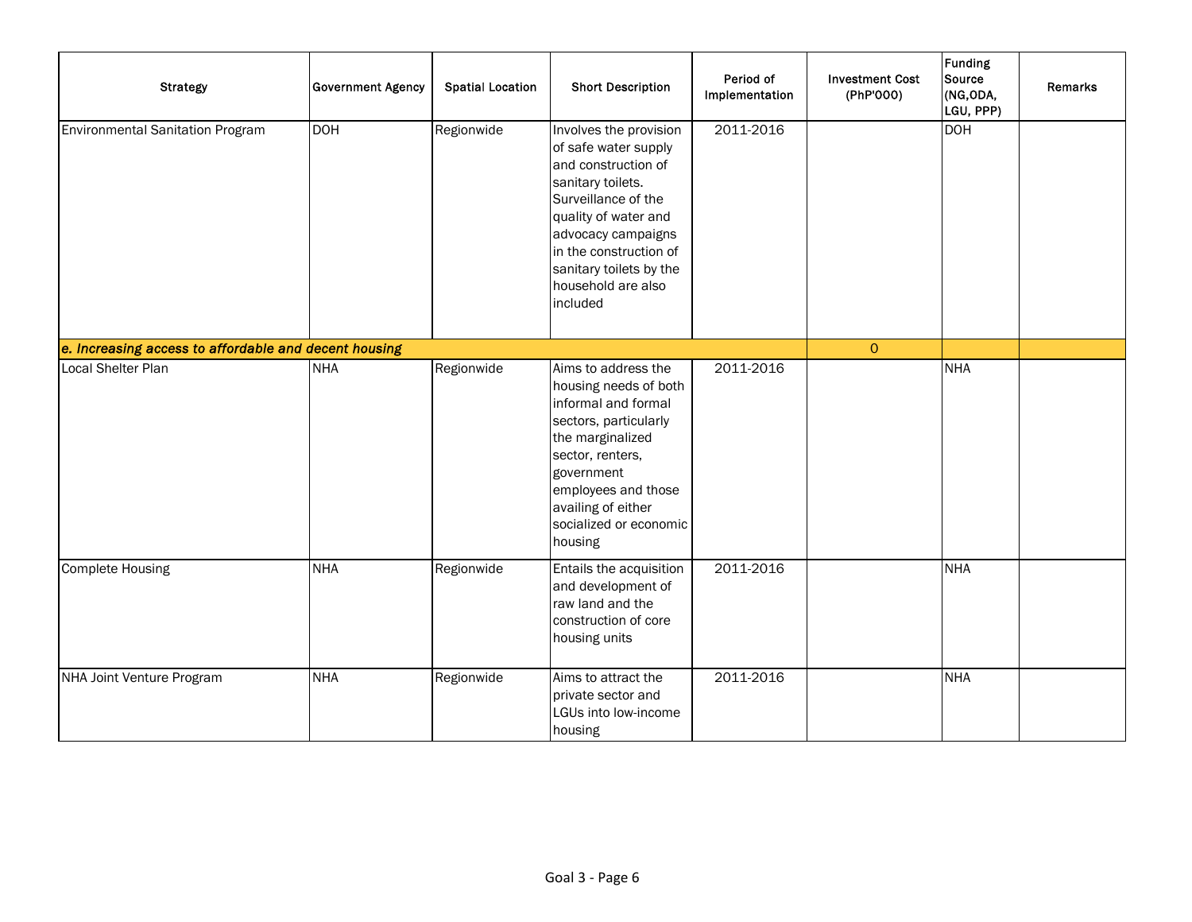| Strategy | Government Agency | Spatial Location | Short Description | Period of Implementation | Investment Cost (PhP'000) | Funding Source (NG,ODA, LGU, PPP) | Remarks |
|---|---|---|---|---|---|---|---|
| Environmental Sanitation Program | DOH | Regionwide | Involves the provision of safe water supply and construction of sanitary toilets. Surveillance of the quality of water and advocacy campaigns in the construction of sanitary toilets by the household are also included | 2011-2016 | | DOH | |
| ***e. Increasing access to affordable and decent housing*** | | | | | 0 | | |
| Local Shelter Plan | NHA | Regionwide | Aims to address the housing needs of both informal and formal sectors, particularly the marginalized sector, renters, government employees and those availing of either socialized or economic housing | 2011-2016 | | NHA | |
| Complete Housing | NHA | Regionwide | Entails the acquisition and development of raw land and the construction of core housing units | 2011-2016 | | NHA | |
| NHA Joint Venture Program | NHA | Regionwide | Aims to attract the private sector and LGUs into low-income housing | 2011-2016 | | NHA | |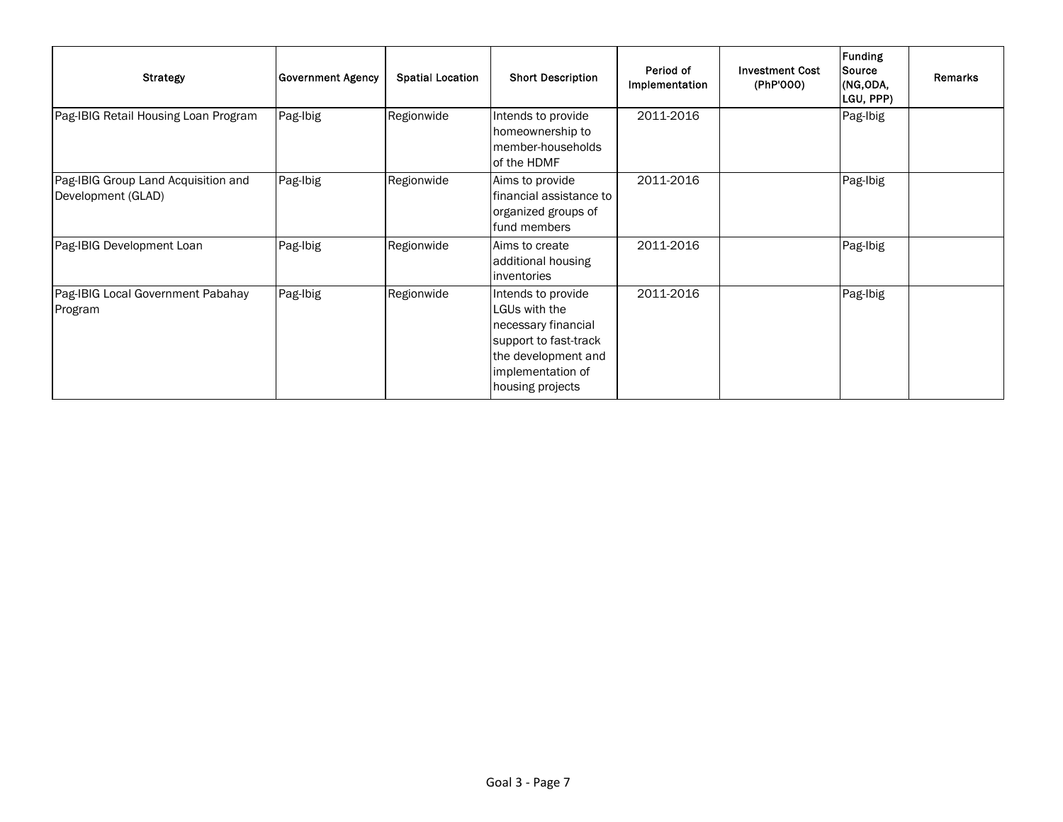| Strategy | Government Agency | Spatial Location | Short Description | Period of Implementation | Investment Cost (PhP'000) | Funding Source (NG,ODA, LGU, PPP) | Remarks |
|---|---|---|---|---|---|---|---|
| Pag-IBIG Retail Housing Loan Program | Pag-Ibig | Regionwide | Intends to provide homeownership to member-households of the HDMF | 2011-2016 | | Pag-Ibig | |
| Pag-IBIG Group Land Acquisition and Development (GLAD) | Pag-Ibig | Regionwide | Aims to provide financial assistance to organized groups of fund members | 2011-2016 | | Pag-Ibig | |
| Pag-IBIG Development Loan | Pag-Ibig | Regionwide | Aims to create additional housing inventories | 2011-2016 | | Pag-Ibig | |
| Pag-IBIG Local Government Pabahay Program | Pag-Ibig | Regionwide | Intends to provide LGUs with the necessary financial support to fast-track the development and implementation of housing projects | 2011-2016 | | Pag-Ibig | |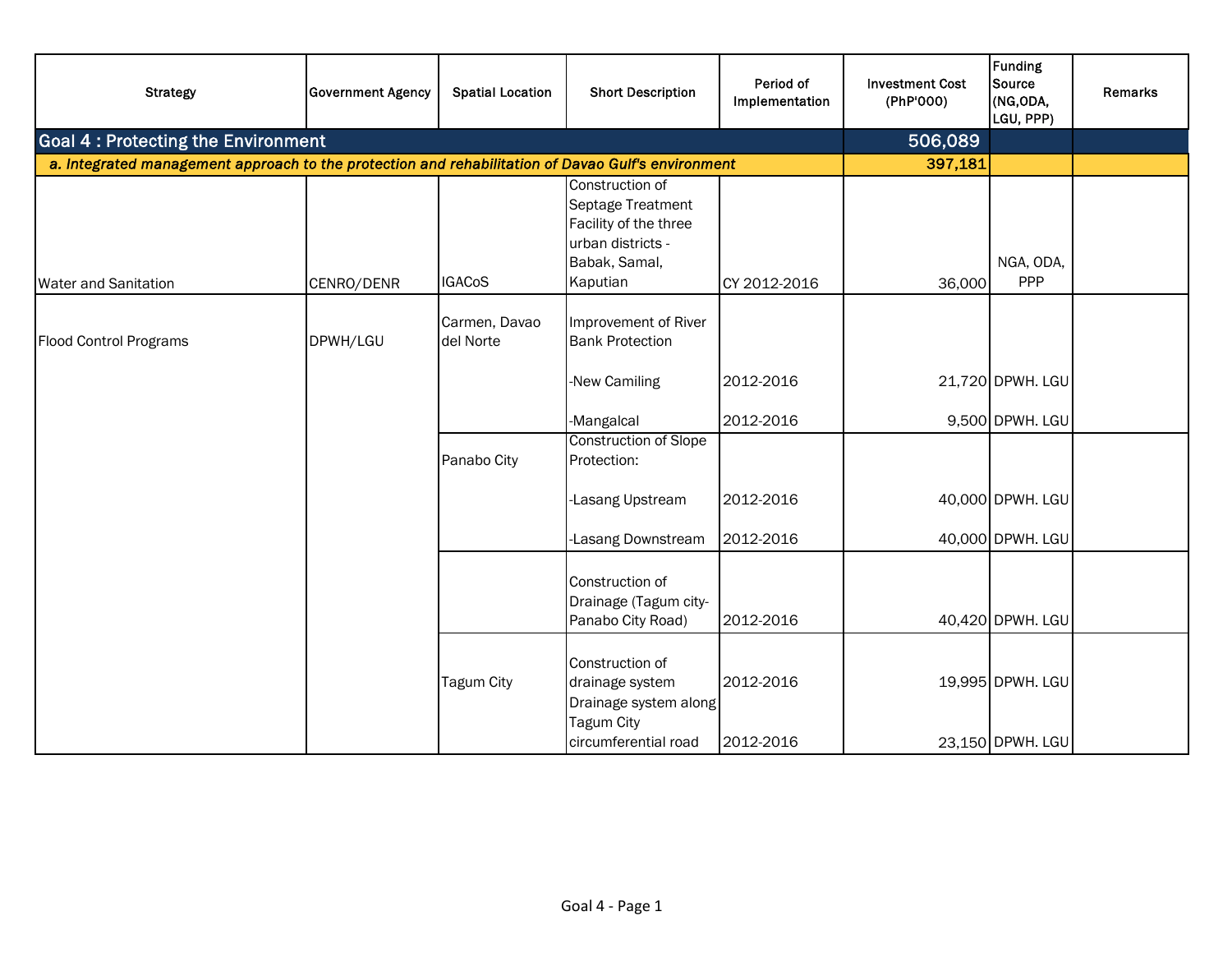| Strategy | Government Agency | Spatial Location | Short Description | Period of Implementation | Investment Cost (PhP'000) | Funding Source (NG,ODA, LGU, PPP) | Remarks |
|---|---|---|---|---|---|---|---|
| **Goal 4 : Protecting the Environment** | | | | | **506,089** | | |
| ***a. Integrated management approach to the protection and rehabilitation of Davao Gulf's environment*** | | | | | **397,181** | | |
| Water and Sanitation | CENRO/DENR | IGACoS | Construction of Septage Treatment Facility of the three urban districts - Babak, Samal, Kaputian | CY 2012-2016 | 36,000 | NGA, ODA, PPP | |
| Flood Control Programs | DPWH/LGU | Carmen, Davao del Norte | Improvement of River Bank Protection | | | | |
| | | | -New Camiling | 2012-2016 | 21,720 | DPWH. LGU | |
| | | | -Mangalcal | 2012-2016 | 9,500 | DPWH. LGU | |
| | | Panabo City | Construction of Slope Protection: | | | | |
| | | | -Lasang Upstream | 2012-2016 | 40,000 | DPWH. LGU | |
| | | | -Lasang Downstream | 2012-2016 | 40,000 | DPWH. LGU | |
| | | | Construction of Drainage (Tagum city-Panabo City Road) | 2012-2016 | 40,420 | DPWH. LGU | |
| | | Tagum City | Construction of drainage system | 2012-2016 | 19,995 | DPWH. LGU | |
| | | | Drainage system along Tagum City circumferential road | 2012-2016 | 23,150 | DPWH. LGU | |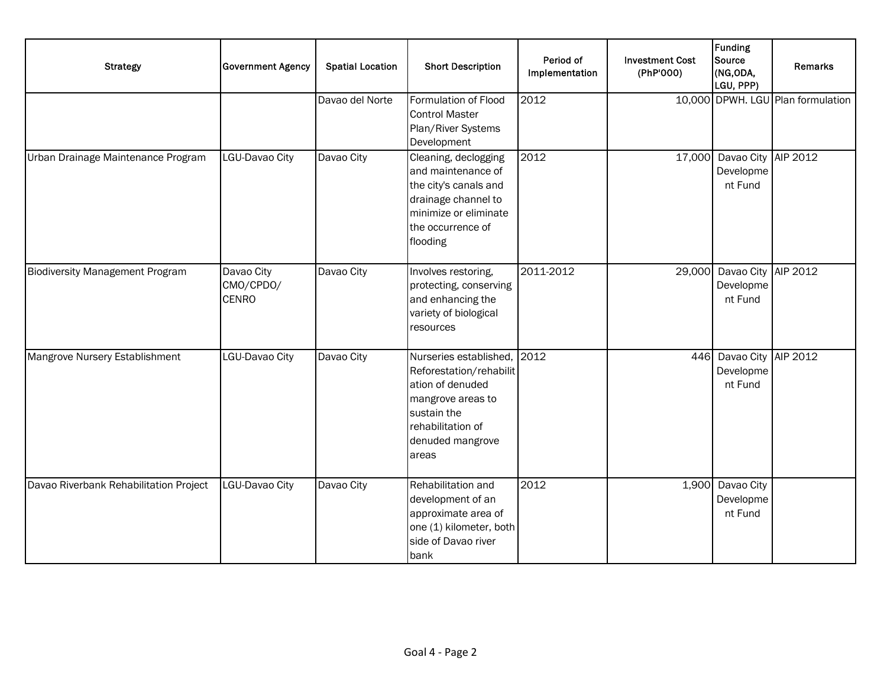| Strategy | Government Agency | Spatial Location | Short Description | Period of Implementation | Investment Cost (PhP'000) | Funding Source (NG,ODA, LGU, PPP) | Remarks |
|---|---|---|---|---|---|---|---|
| | | Davao del Norte | Formulation of Flood Control Master Plan/River Systems Development | 2012 | 10,000 | DPWH. LGU | Plan formulation |
| Urban Drainage Maintenance Program | LGU-Davao City | Davao City | Cleaning, declogging and maintenance of the city's canals and drainage channel to minimize or eliminate the occurrence of flooding | 2012 | 17,000 | Davao City Development Fund | AIP 2012 |
| Biodiversity Management Program | Davao City CMO/CPDO/ CENRO | Davao City | Involves restoring, protecting, conserving and enhancing the variety of biological resources | 2011-2012 | 29,000 | Davao City Development Fund | AIP 2012 |
| Mangrove Nursery Establishment | LGU-Davao City | Davao City | Nurseries established, Reforestation/rehabilitation of denuded mangrove areas to sustain the rehabilitation of denuded mangrove areas | 2012 | 446 | Davao City Development Fund | AIP 2012 |
| Davao Riverbank Rehabilitation Project | LGU-Davao City | Davao City | Rehabilitation and development of an approximate area of one (1) kilometer, both side of Davao river bank | 2012 | 1,900 | Davao City Development Fund | |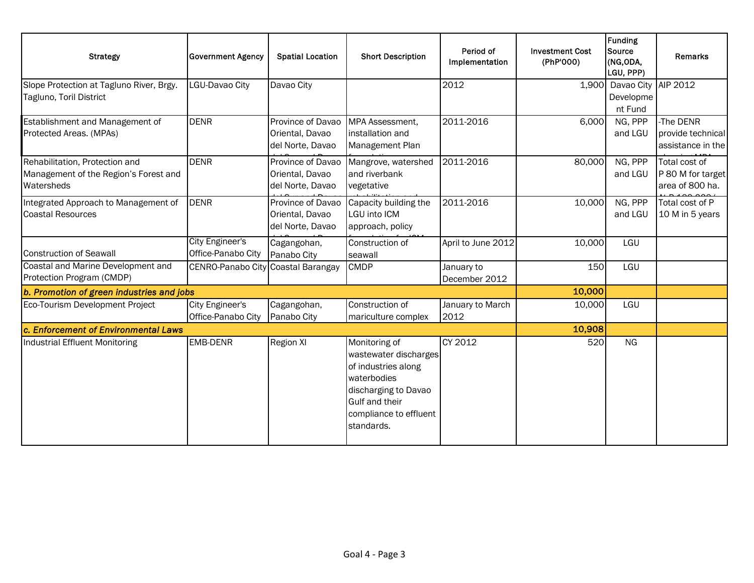| Strategy | Government Agency | Spatial Location | Short Description | Period of Implementation | Investment Cost (PhP'000) | Funding Source (NG,ODA, LGU, PPP) | Remarks |
|---|---|---|---|---|---|---|---|
| Slope Protection at Tagluno River, Brgy. Tagluno, Toril District | LGU-Davao City | Davao City | | 2012 | 1,900 | Davao City Development Fund | AIP 2012 |
| Establishment and Management of Protected Areas. (MPAs) | DENR | Province of Davao Oriental, Davao del Norte, Davao | MPA Assessment, installation and Management Plan | 2011-2016 | 6,000 | NG, PPP and LGU | -The DENR provide technical assistance in the |
| Rehabilitation, Protection and Management of the Region's Forest and Watersheds | DENR | Province of Davao Oriental, Davao del Norte, Davao | Mangrove, watershed and riverbank vegetative | 2011-2016 | 80,000 | NG, PPP and LGU | Total cost of P 80 M for target area of 800 ha. |
| Integrated Approach to Management of Coastal Resources | DENR | Province of Davao Oriental, Davao del Norte, Davao | Capacity building the LGU into ICM approach, policy | 2011-2016 | 10,000 | NG, PPP and LGU | Total cost of P 10 M in 5 years |
| Construction of Seawall | City Engineer's Office-Panabo City | Cagangohan, Panabo City | Construction of seawall | April to June 2012 | 10,000 | LGU | |
| Coastal and Marine Development and Protection Program (CMDP) | CENRO-Panabo City | Coastal Barangay | CMDP | January to December 2012 | 150 | LGU | |
| ***b. Promotion of green industries and jobs*** | | | | | **10,000** | | |
| Eco-Tourism Development Project | City Engineer's Office-Panabo City | Cagangohan, Panabo City | Construction of mariculture complex | January to March 2012 | 10,000 | LGU | |
| ***c. Enforcement of Environmental Laws*** | | | | | **10,908** | | |
| Industrial Effluent Monitoring | EMB-DENR | Region XI | Monitoring of wastewater discharges of industries along waterbodies discharging to Davao Gulf and their compliance to effluent standards. | CY 2012 | 520 | NG | |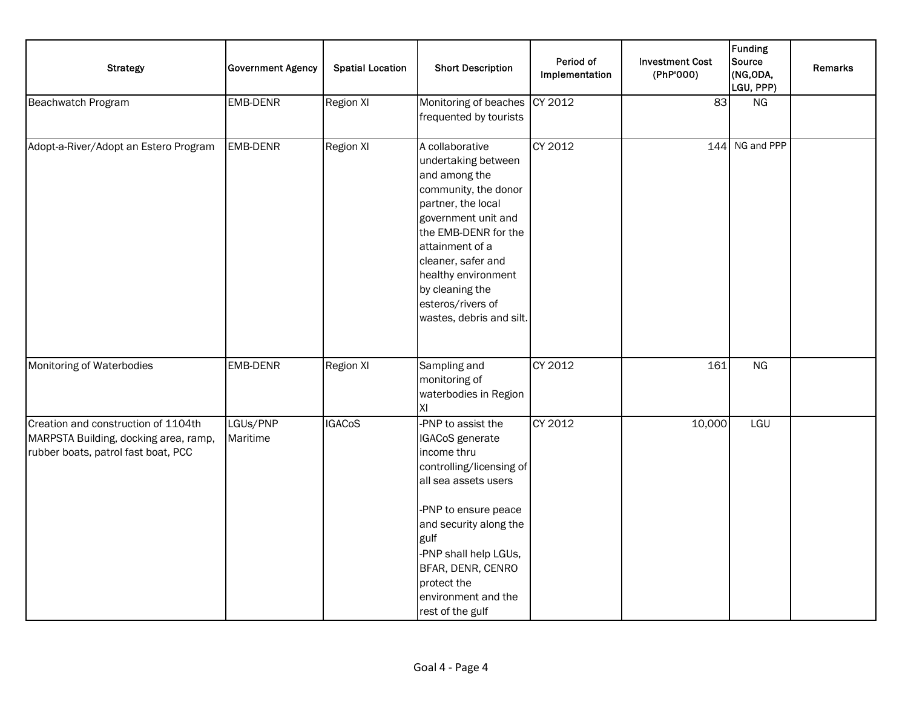| Strategy | Government Agency | Spatial Location | Short Description | Period of Implementation | Investment Cost (PhP'000) | Funding Source (NG,ODA, LGU, PPP) | Remarks |
|---|---|---|---|---|---|---|---|
| Beachwatch Program | EMB-DENR | Region XI | Monitoring of beaches frequented by tourists | CY 2012 | 83 | NG | |
| Adopt-a-River/Adopt an Estero Program | EMB-DENR | Region XI | A collaborative undertaking between and among the community, the donor partner, the local government unit and the EMB-DENR for the attainment of a cleaner, safer and healthy environment by cleaning the esteros/rivers of wastes, debris and silt. | CY 2012 | 144 | NG and PPP | |
| Monitoring of Waterbodies | EMB-DENR | Region XI | Sampling and monitoring of waterbodies in Region XI | CY 2012 | 161 | NG | |
| Creation and construction of 1104th MARPSTA Building, docking area, ramp, rubber boats, patrol fast boat, PCC | LGUs/PNP Maritime | IGACoS | -PNP to assist the IGACoS generate income thru controlling/licensing of all sea assets users<br><br>-PNP to ensure peace and security along the gulf<br>-PNP shall help LGUs, BFAR, DENR, CENRO protect the environment and the rest of the gulf | CY 2012 | 10,000 | LGU | |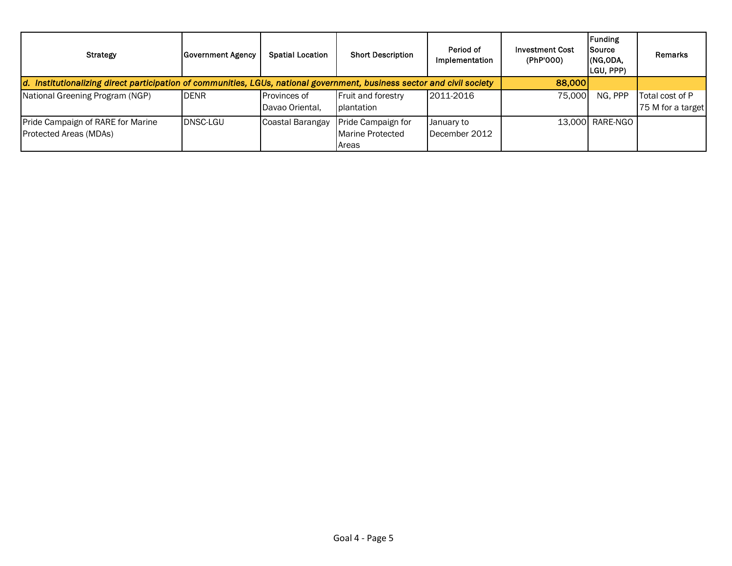| Strategy | Government Agency | Spatial Location | Short Description | Period of Implementation | Investment Cost (PhP'000) | Funding Source (NG,ODA, LGU, PPP) | Remarks |
|---|---|---|---|---|---|---|---|
| ***d. Institutionalizing direct participation of communities, LGUs, national government, business sector and civil society*** | | | | | **88,000** | | |
| National Greening Program (NGP) | DENR | Provinces of Davao Oriental, | Fruit and forestry plantation | 2011-2016 | 75,000 | NG, PPP | Total cost of P 75 M for a target |
| Pride Campaign of RARE for Marine Protected Areas (MDAs) | DNSC-LGU | Coastal Barangay | Pride Campaign for Marine Protected Areas | January to December 2012 | 13,000 | RARE-NGO | |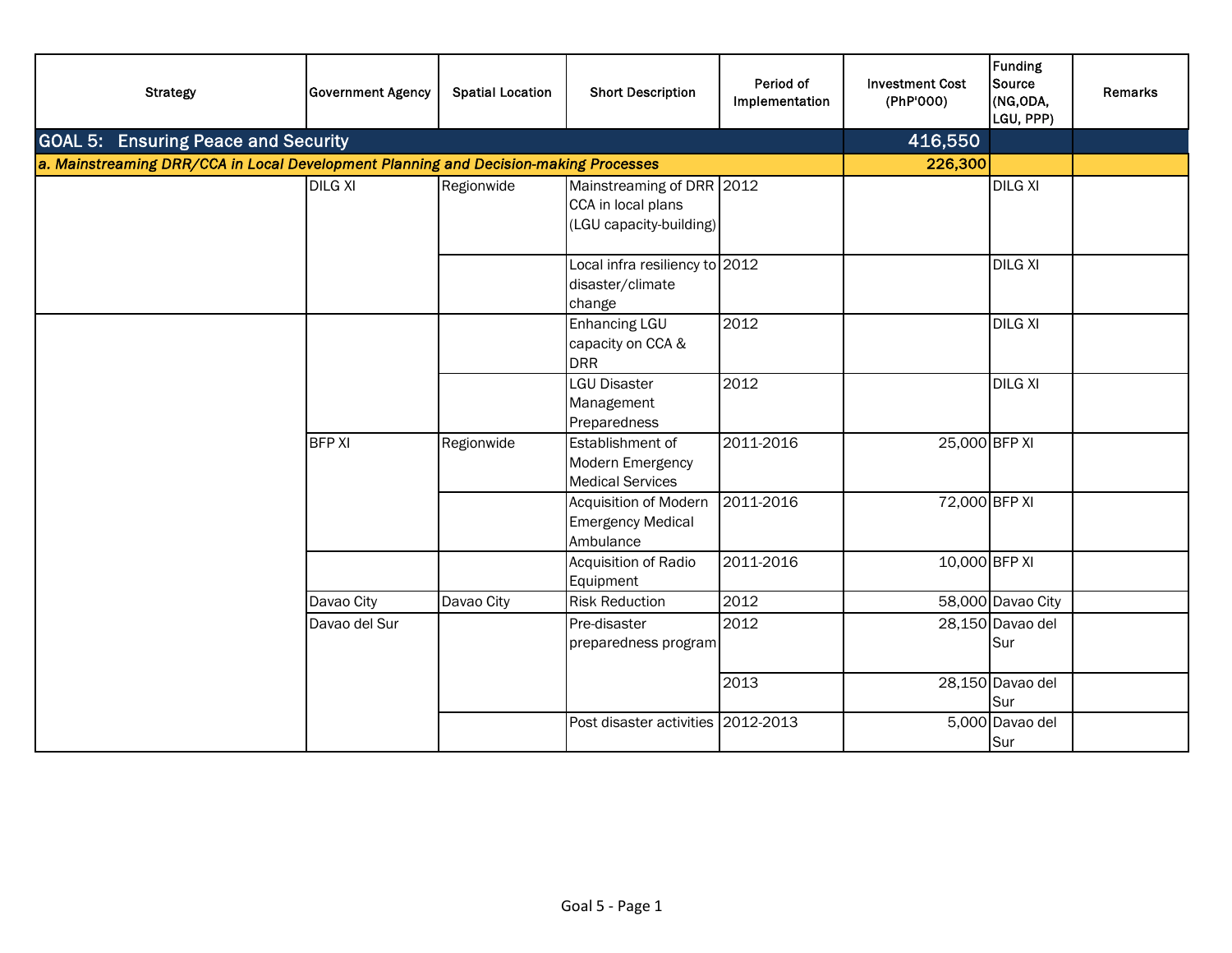| Strategy | Government Agency | Spatial Location | Short Description | Period of Implementation | Investment Cost (PhP'000) | Funding Source (NG,ODA, LGU, PPP) | Remarks |
|---|---|---|---|---|---|---|---|
| **GOAL 5: Ensuring Peace and Security** | | | | | **416,550** | | |
| ***a. Mainstreaming DRR/CCA in Local Development Planning and Decision-making Processes*** | | | | | **226,300** | | |
| | DILG XI | Regionwide | Mainstreaming of DRR CCA in local plans (LGU capacity-building) | 2012 | | DILG XI | |
| | | | Local infra resiliency to disaster/climate change | 2012 | | DILG XI | |
| | | | Enhancing LGU capacity on CCA & DRR | 2012 | | DILG XI | |
| | | | LGU Disaster Management Preparedness | 2012 | | DILG XI | |
| | BFP XI | Regionwide | Establishment of Modern Emergency Medical Services | 2011-2016 | 25,000 | BFP XI | |
| | | | Acquisition of Modern Emergency Medical Ambulance | 2011-2016 | 72,000 | BFP XI | |
| | | | Acquisition of Radio Equipment | 2011-2016 | 10,000 | BFP XI | |
| | Davao City | Davao City | Risk Reduction | 2012 | 58,000 | Davao City | |
| | Davao del Sur | | Pre-disaster preparedness program | 2012 | 28,150 | Davao del Sur | |
| | | | | 2013 | 28,150 | Davao del Sur | |
| | | | Post disaster activities | 2012-2013 | 5,000 | Davao del Sur | |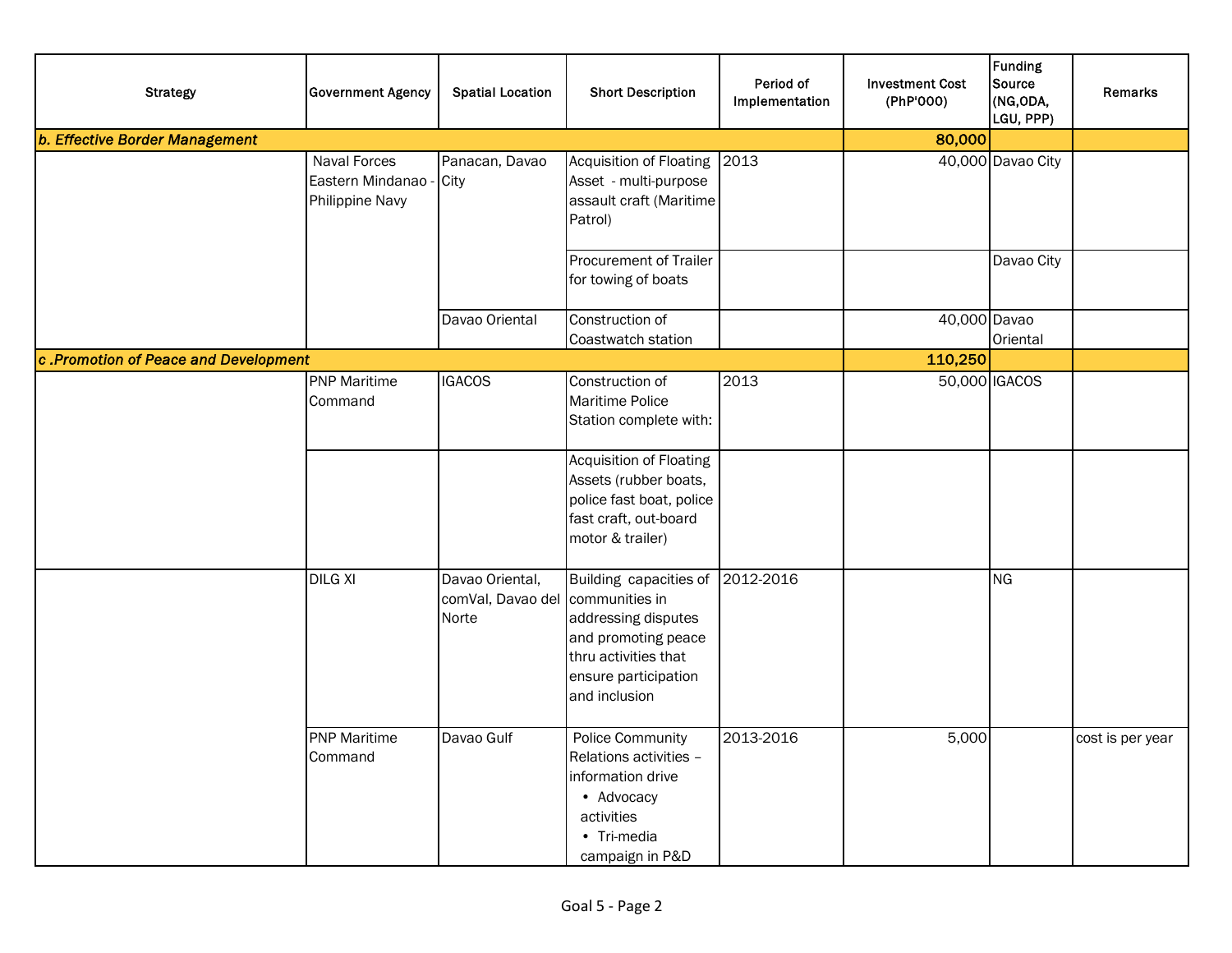| Strategy | Government Agency | Spatial Location | Short Description | Period of Implementation | Investment Cost (PhP'000) | Funding Source (NG,ODA, LGU, PPP) | Remarks |
|---|---|---|---|---|---|---|---|
| ***b. Effective Border Management*** | | | | | **80,000** | | |
| | Naval Forces Eastern Mindanao - Philippine Navy | Panacan, Davao City | Acquisition of Floating Asset - multi-purpose assault craft (Maritime Patrol) | 2013 | 40,000 | Davao City | |
| | | | Procurement of Trailer for towing of boats | | | Davao City | |
| | | Davao Oriental | Construction of Coastwatch station | | 40,000 | Davao Oriental | |
| ***c .Promotion of Peace and Development*** | | | | | **110,250** | | |
| | PNP Maritime Command | IGACOS | Construction of Maritime Police Station complete with: | 2013 | 50,000 | IGACOS | |
| | | | Acquisition of Floating Assets (rubber boats, police fast boat, police fast craft, out-board motor & trailer) | | | | |
| | DILG XI | Davao Oriental, comVal, Davao del Norte | Building capacities of communities in addressing disputes and promoting peace thru activities that ensure participation and inclusion | 2012-2016 | | NG | |
| | PNP Maritime Command | Davao Gulf | Police Community Relations activities – information drive<br>• Advocacy activities<br>• Tri-media campaign in P&D | 2013-2016 | 5,000 | | cost is per year |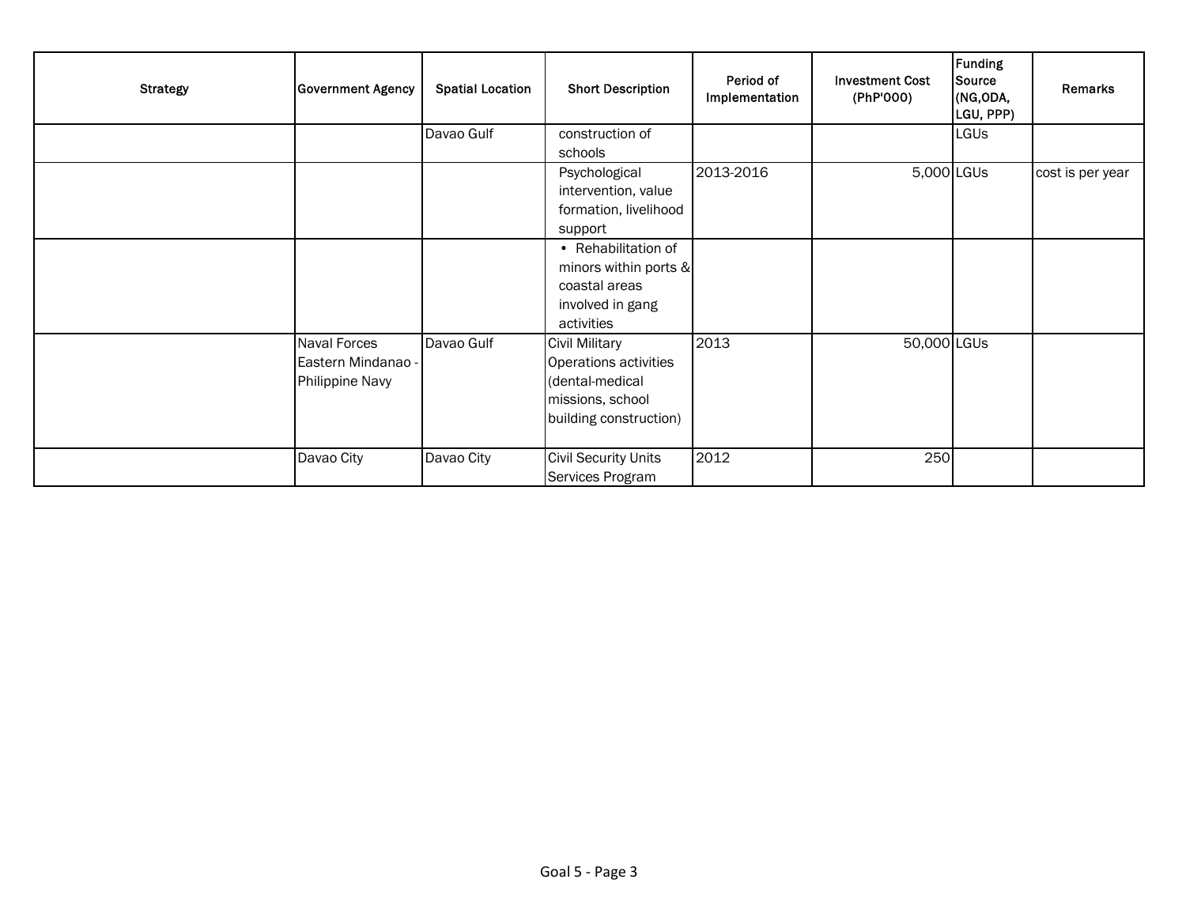| Strategy | Government Agency | Spatial Location | Short Description | Period of Implementation | Investment Cost (PhP'000) | Funding Source (NG,ODA, LGU, PPP) | Remarks |
|---|---|---|---|---|---|---|---|
| | | Davao Gulf | construction of schools | | | LGUs | |
| | | | Psychological intervention, value formation, livelihood support | 2013-2016 | 5,000 | LGUs | cost is per year |
| | | | • Rehabilitation of minors within ports & coastal areas involved in gang activities | | | | |
| | Naval Forces Eastern Mindanao - Philippine Navy | Davao Gulf | Civil Military Operations activities (dental-medical missions, school building construction) | 2013 | 50,000 | LGUs | |
| | Davao City | Davao City | Civil Security Units Services Program | 2012 | 250 | | |